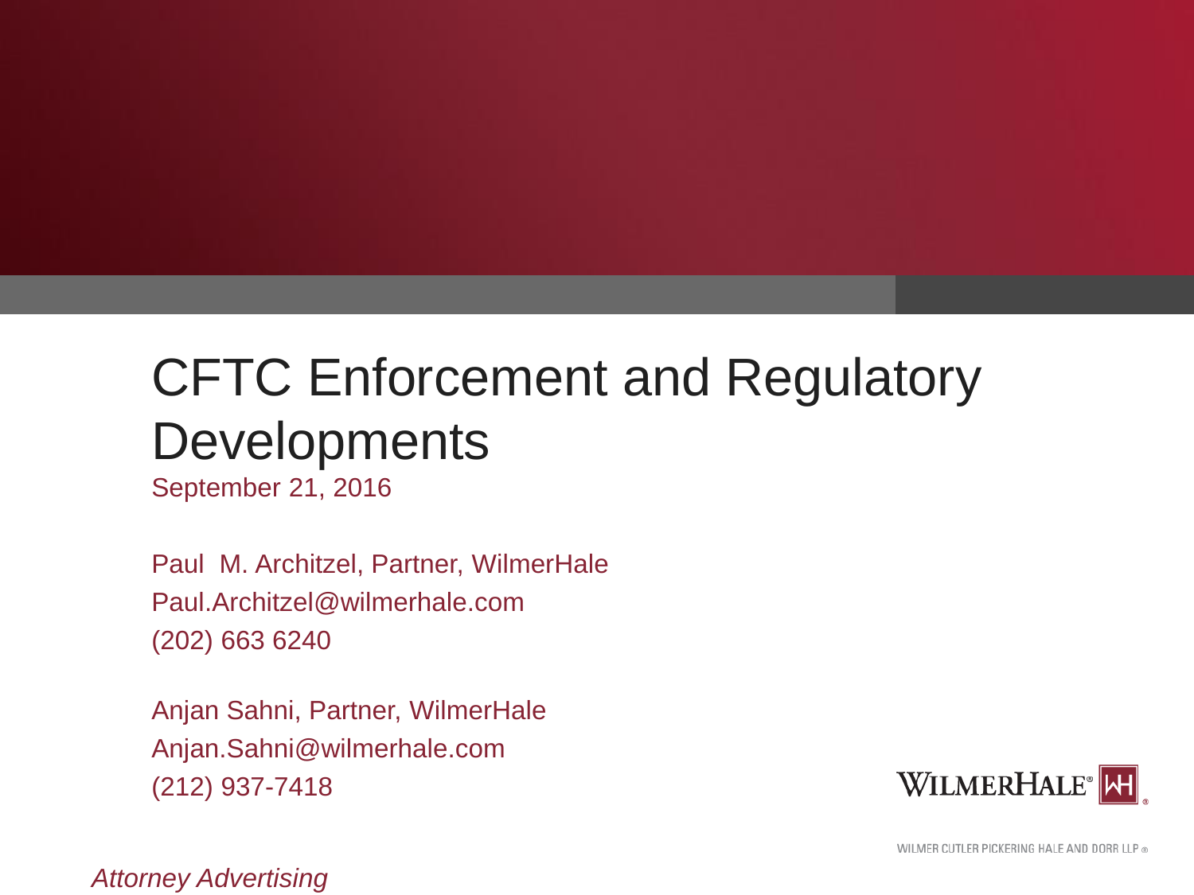# CFTC Enforcement and Regulatory Developments

September 21, 2016

Paul M. Architzel, Partner, WilmerHale
Paul.Architzel@wilmerhale.com
(202) 663 6240

Anjan Sahni, Partner, WilmerHale
Anjan.Sahni@wilmerhale.com
(212) 937-7418

WILMERHALE®

WILMER CUTLER PICKERING HALE AND DORR LLP ®

*Attorney Advertising*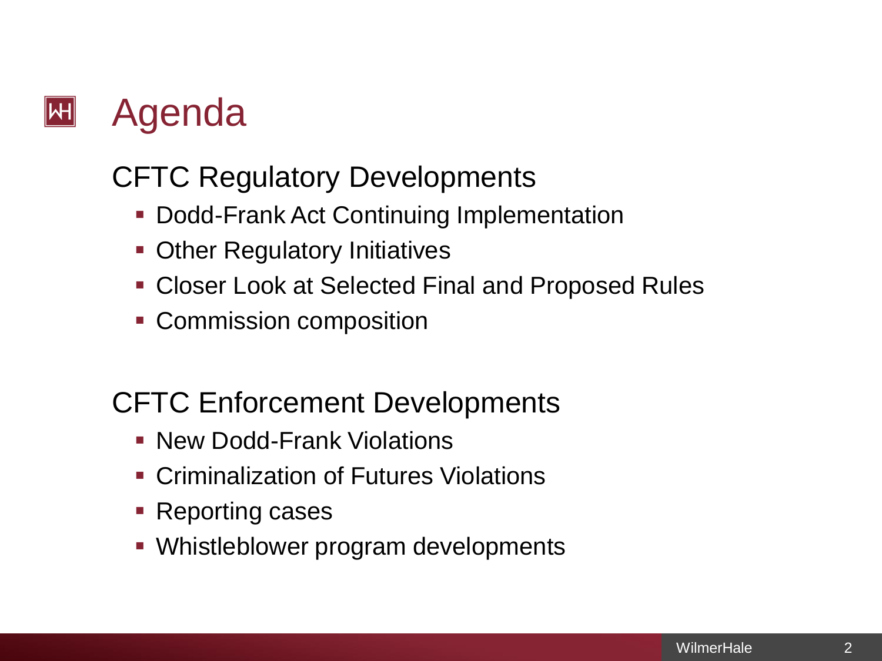# Agenda

## CFTC Regulatory Developments

- Dodd-Frank Act Continuing Implementation
- Other Regulatory Initiatives
- Closer Look at Selected Final and Proposed Rules
- Commission composition

## CFTC Enforcement Developments

- New Dodd-Frank Violations
- Criminalization of Futures Violations
- Reporting cases
- Whistleblower program developments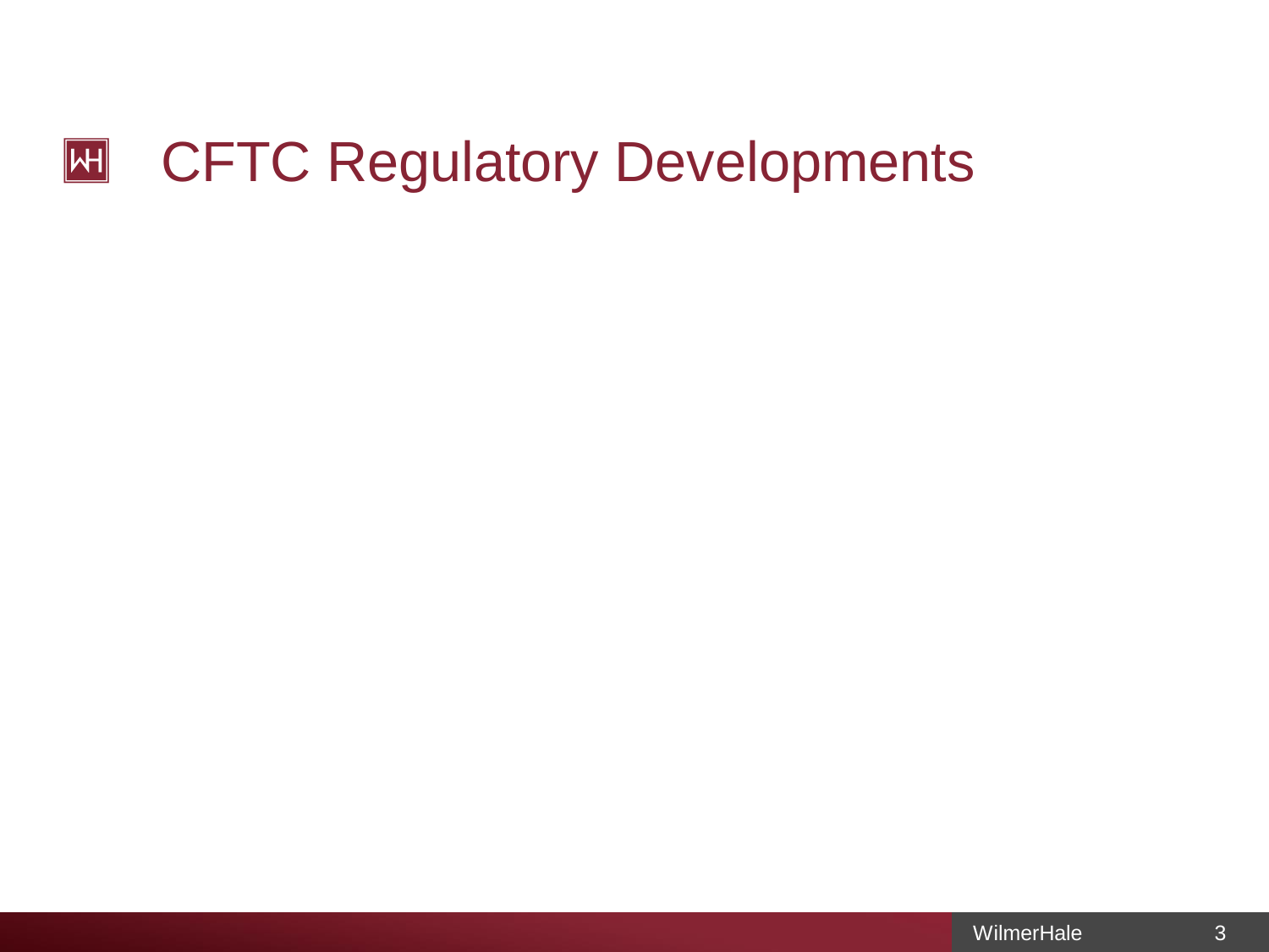# CFTC Regulatory Developments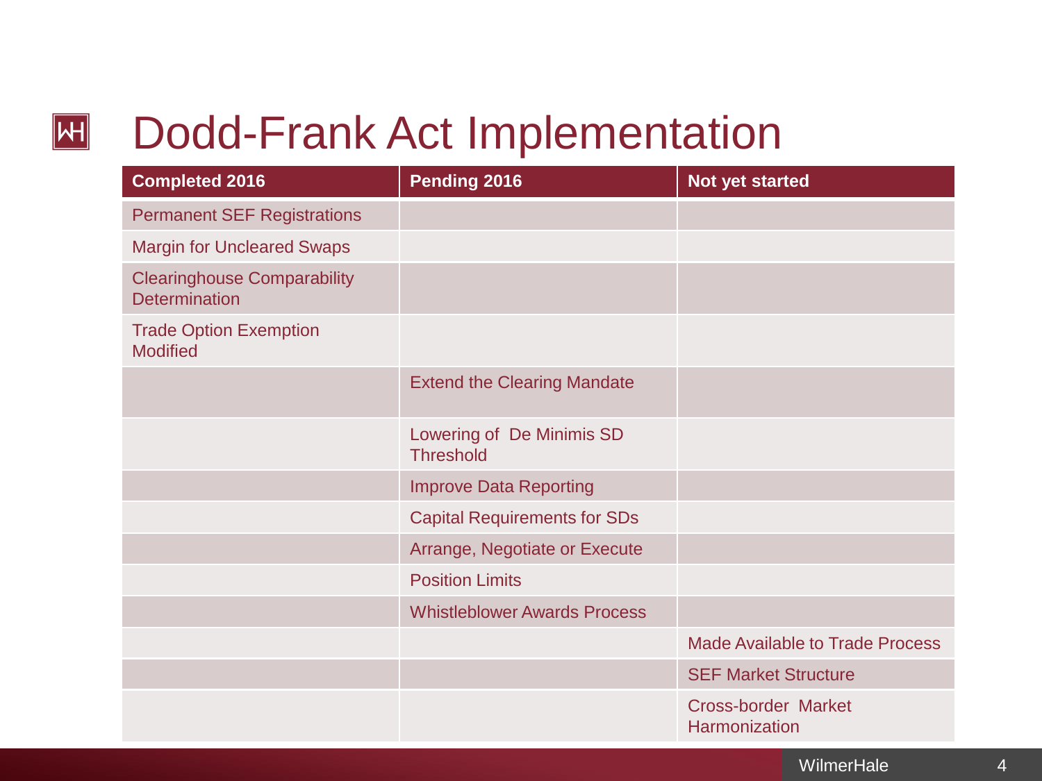# Dodd-Frank Act Implementation

| Completed 2016 | Pending 2016 | Not yet started |
| --- | --- | --- |
| Permanent SEF Registrations | | |
| Margin for Uncleared Swaps | | |
| Clearinghouse Comparability Determination | | |
| Trade Option Exemption Modified | | |
| | Extend the Clearing Mandate | |
| | Lowering of De Minimis SD Threshold | |
| | Improve Data Reporting | |
| | Capital Requirements for SDs | |
| | Arrange, Negotiate or Execute | |
| | Position Limits | |
| | Whistleblower Awards Process | |
| | | Made Available to Trade Process |
| | | SEF Market Structure |
| | | Cross-border Market Harmonization |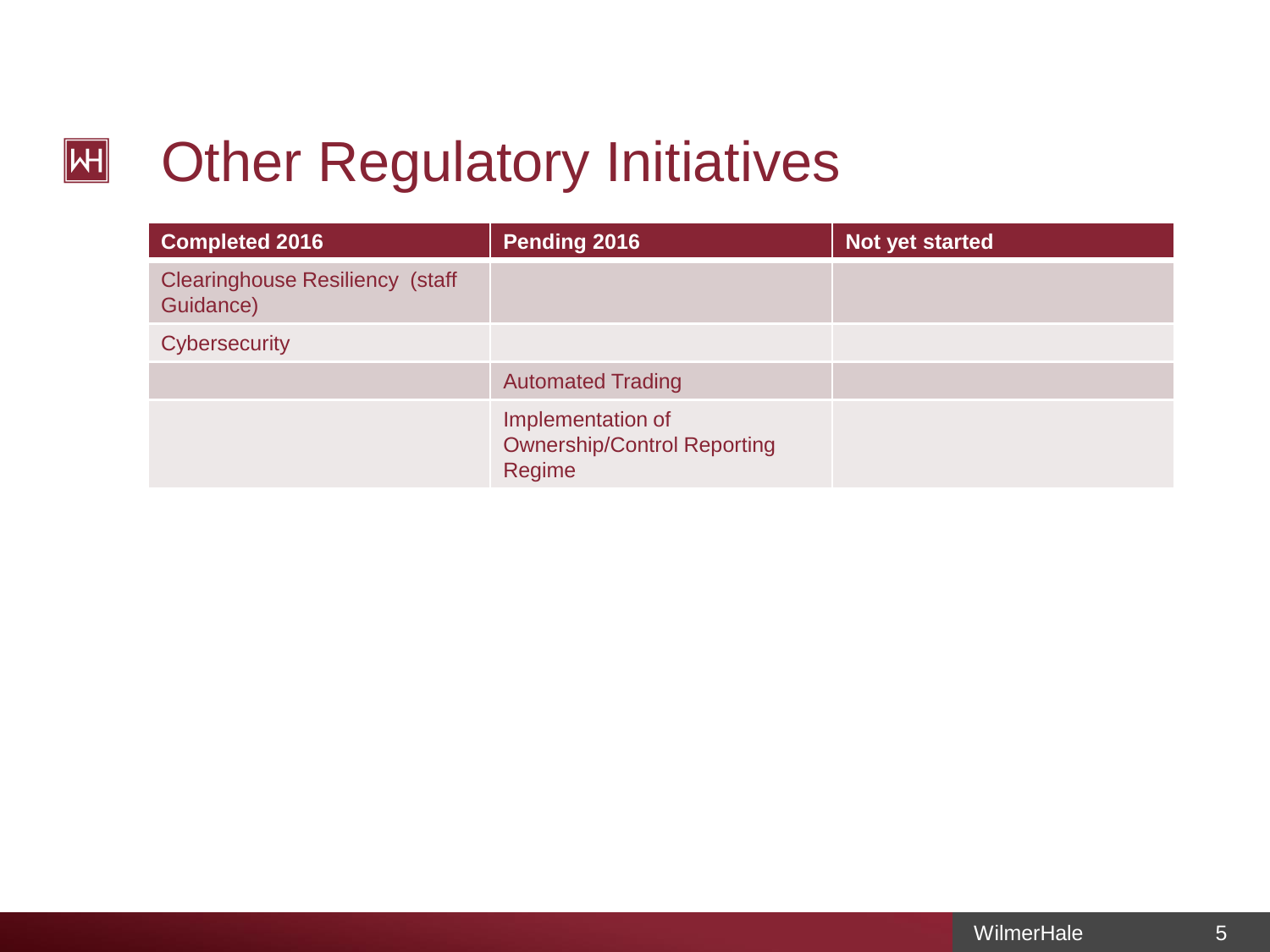# Other Regulatory Initiatives

| Completed 2016 | Pending 2016 | Not yet started |
| --- | --- | --- |
| Clearinghouse Resiliency (staff Guidance) | | |
| Cybersecurity | | |
| | Automated Trading | |
| | Implementation of Ownership/Control Reporting Regime | |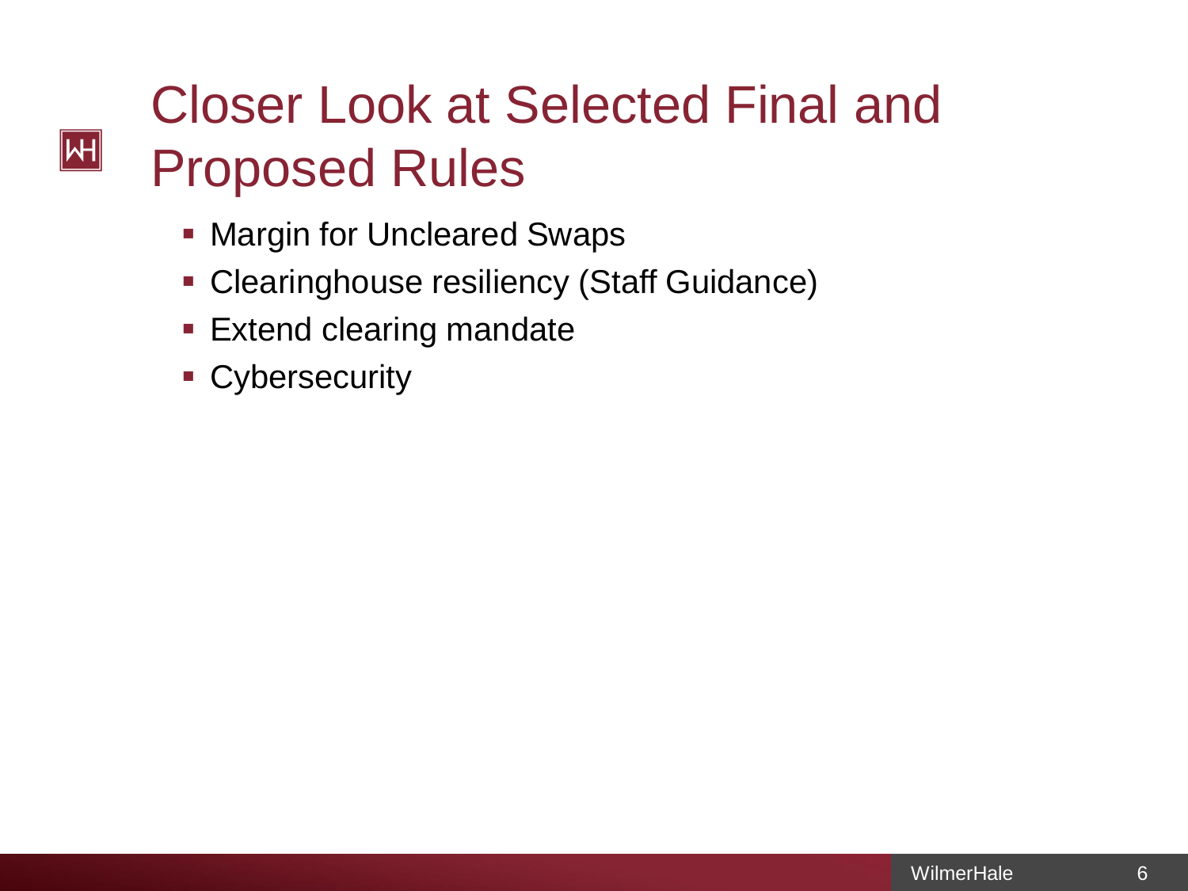# Closer Look at Selected Final and Proposed Rules

- Margin for Uncleared Swaps
- Clearinghouse resiliency (Staff Guidance)
- Extend clearing mandate
- Cybersecurity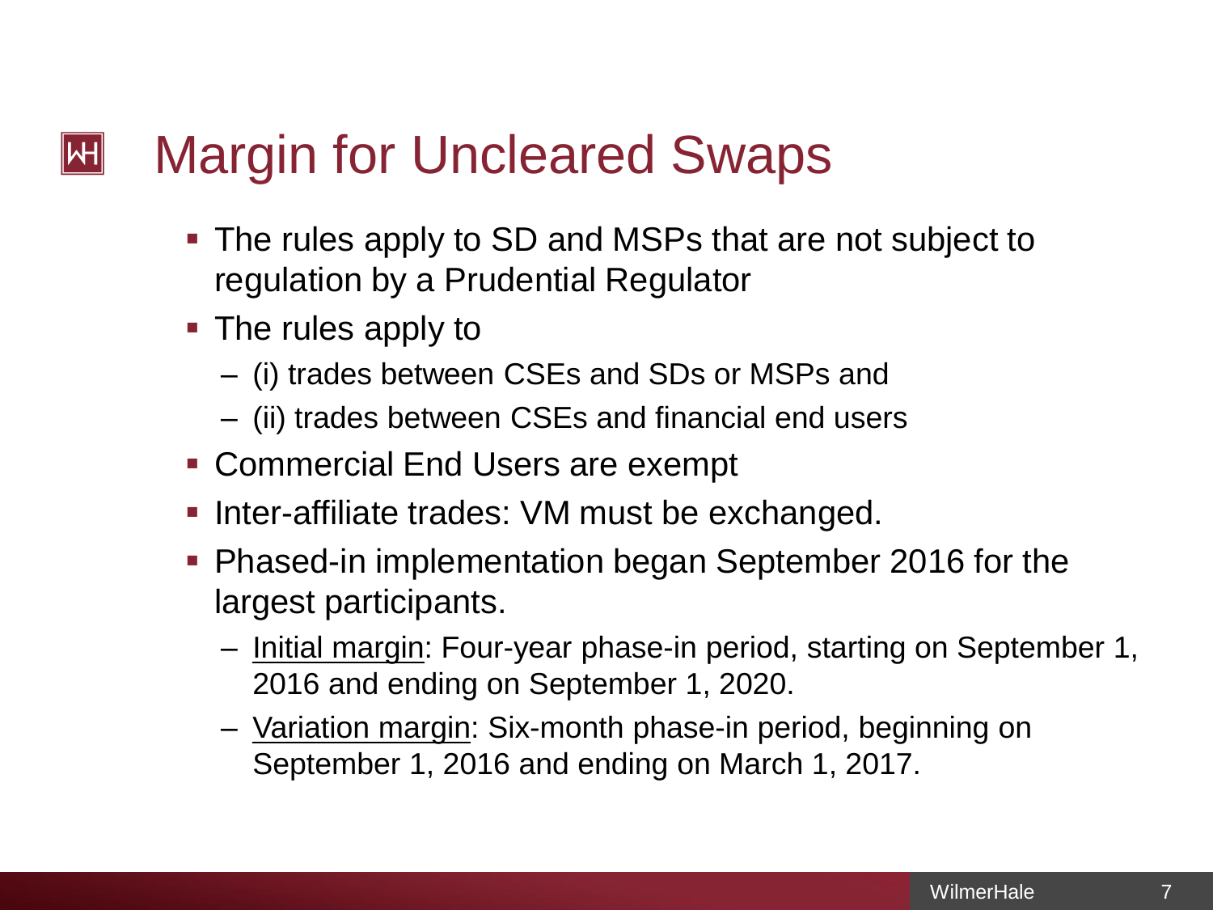# Margin for Uncleared Swaps

- The rules apply to SD and MSPs that are not subject to regulation by a Prudential Regulator
- The rules apply to
  - (i) trades between CSEs and SDs or MSPs and
  - (ii) trades between CSEs and financial end users
- Commercial End Users are exempt
- Inter-affiliate trades: VM must be exchanged.
- Phased-in implementation began September 2016 for the largest participants.
  - <u>Initial margin</u>: Four-year phase-in period, starting on September 1, 2016 and ending on September 1, 2020.
  - <u>Variation margin</u>: Six-month phase-in period, beginning on September 1, 2016 and ending on March 1, 2017.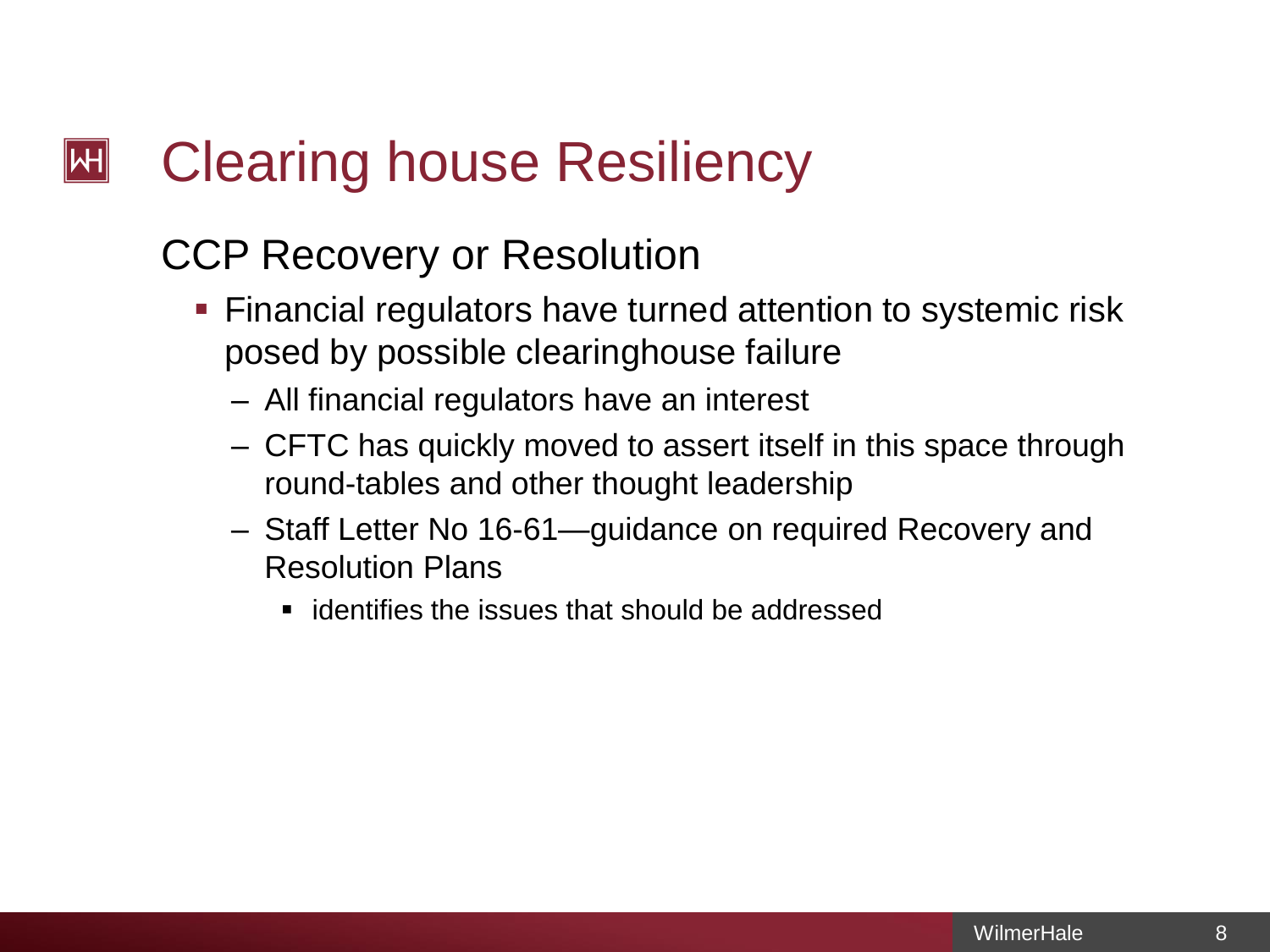# Clearing house Resiliency

## CCP Recovery or Resolution

- Financial regulators have turned attention to systemic risk posed by possible clearinghouse failure
  - All financial regulators have an interest
  - CFTC has quickly moved to assert itself in this space through round-tables and other thought leadership
  - Staff Letter No 16-61—guidance on required Recovery and Resolution Plans
    - identifies the issues that should be addressed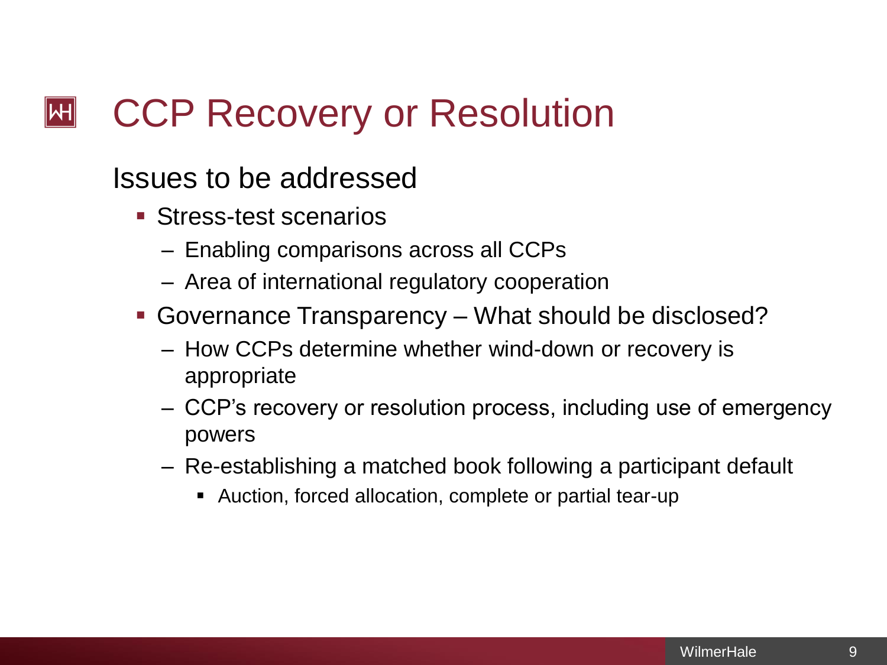# CCP Recovery or Resolution

## Issues to be addressed

- Stress-test scenarios
  - Enabling comparisons across all CCPs
  - Area of international regulatory cooperation
- Governance Transparency – What should be disclosed?
  - How CCPs determine whether wind-down or recovery is appropriate
  - CCP's recovery or resolution process, including use of emergency powers
  - Re-establishing a matched book following a participant default
    - Auction, forced allocation, complete or partial tear-up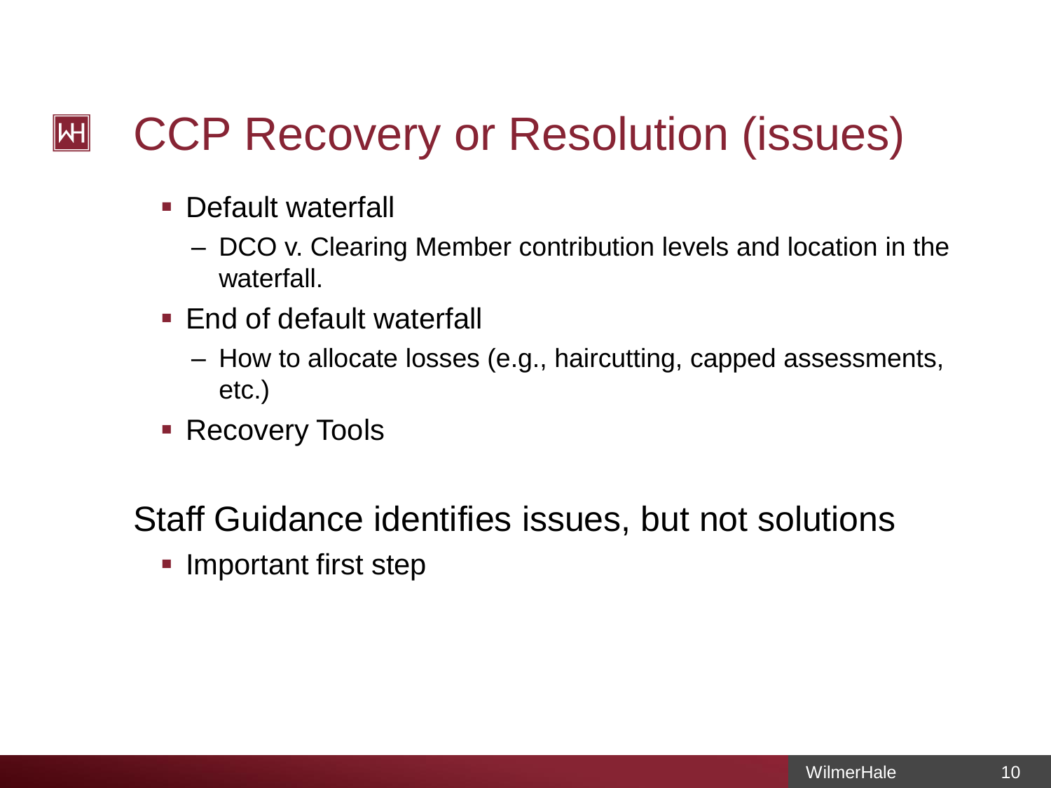# CCP Recovery or Resolution (issues)

- Default waterfall
  - DCO v. Clearing Member contribution levels and location in the waterfall.
- End of default waterfall
  - How to allocate losses (e.g., haircutting, capped assessments, etc.)
- Recovery Tools

## Staff Guidance identifies issues, but not solutions

- Important first step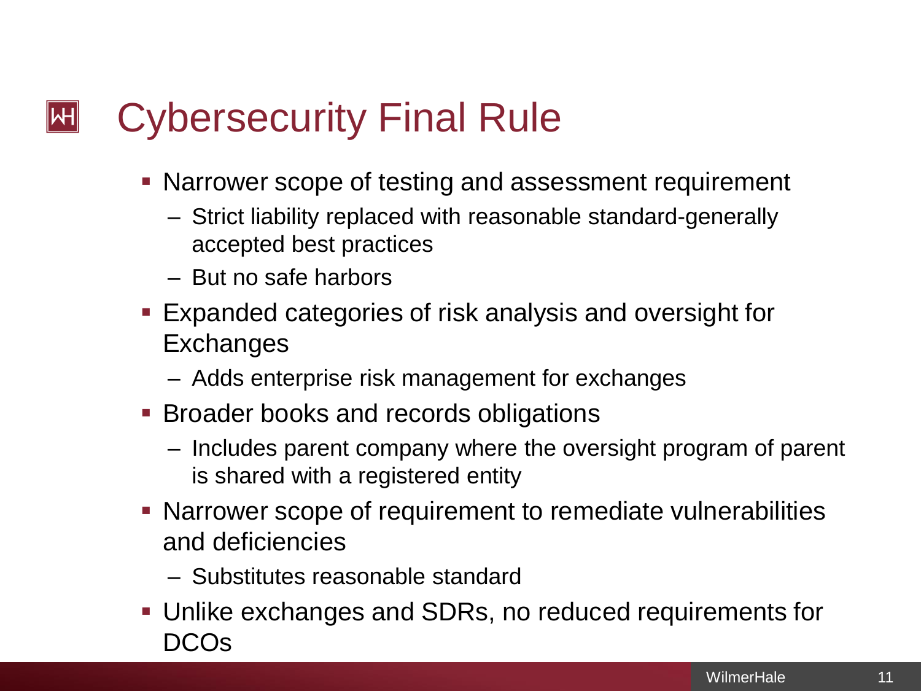# Cybersecurity Final Rule

- Narrower scope of testing and assessment requirement
  - Strict liability replaced with reasonable standard-generally accepted best practices
  - But no safe harbors
- Expanded categories of risk analysis and oversight for Exchanges
  - Adds enterprise risk management for exchanges
- Broader books and records obligations
  - Includes parent company where the oversight program of parent is shared with a registered entity
- Narrower scope of requirement to remediate vulnerabilities and deficiencies
  - Substitutes reasonable standard
- Unlike exchanges and SDRs, no reduced requirements for DCOs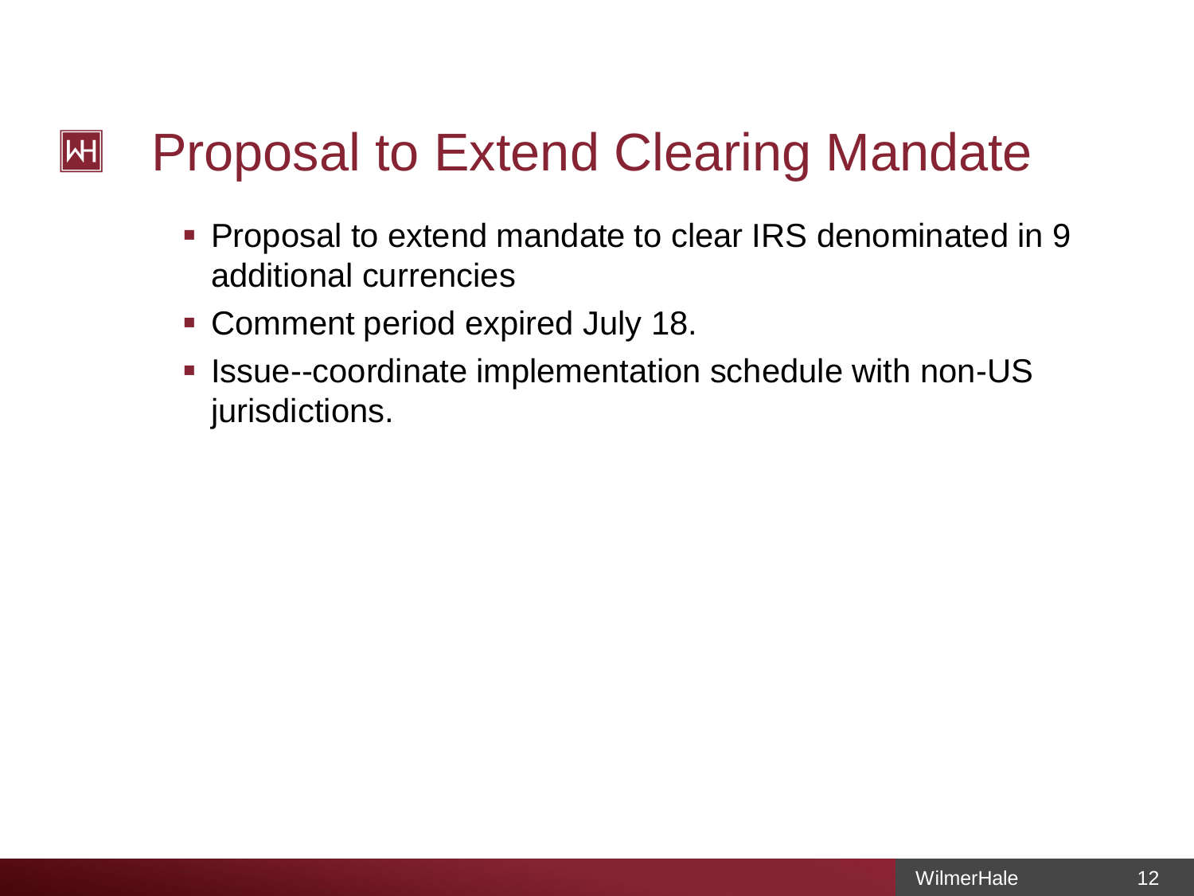# Proposal to Extend Clearing Mandate

- Proposal to extend mandate to clear IRS denominated in 9 additional currencies
- Comment period expired July 18.
- Issue--coordinate implementation schedule with non-US jurisdictions.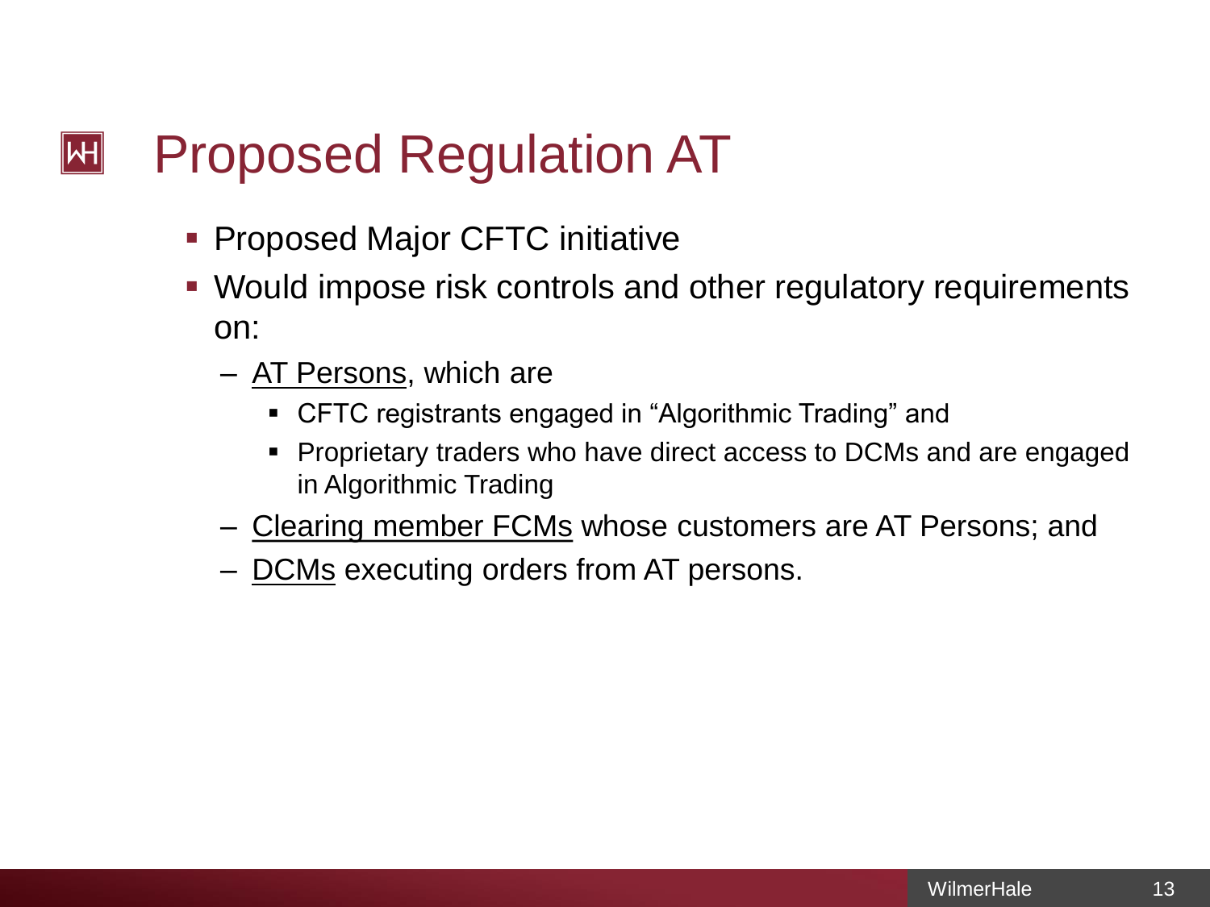# Proposed Regulation AT

- Proposed Major CFTC initiative
- Would impose risk controls and other regulatory requirements on:
  - <u>AT Persons</u>, which are
    - CFTC registrants engaged in "Algorithmic Trading" and
    - Proprietary traders who have direct access to DCMs and are engaged in Algorithmic Trading
  - <u>Clearing member FCMs</u> whose customers are AT Persons; and
  - <u>DCMs</u> executing orders from AT persons.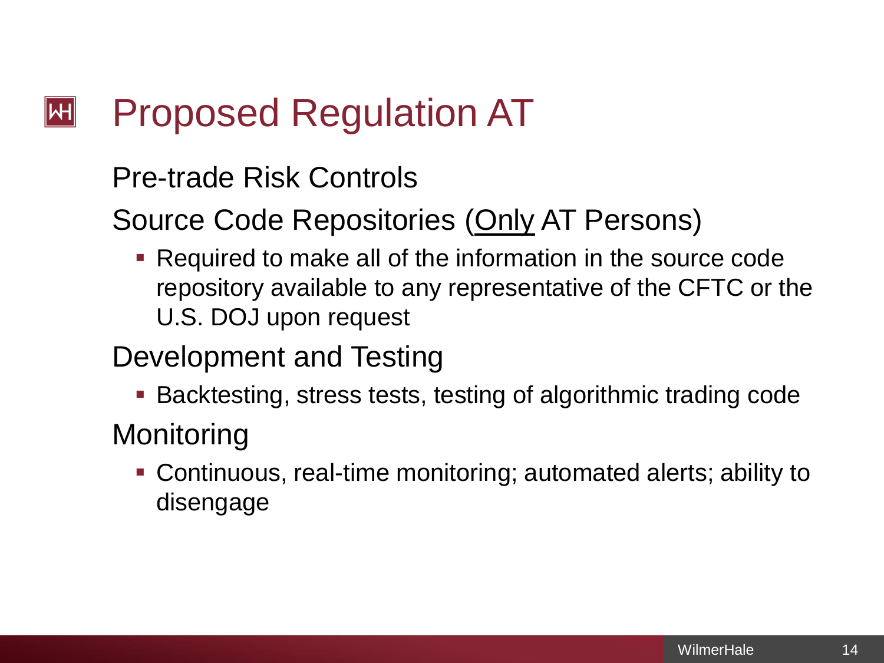# Proposed Regulation AT

Pre-trade Risk Controls

Source Code Repositories (<u>Only</u> AT Persons)

- Required to make all of the information in the source code repository available to any representative of the CFTC or the U.S. DOJ upon request

Development and Testing

- Backtesting, stress tests, testing of algorithmic trading code

Monitoring

- Continuous, real-time monitoring; automated alerts; ability to disengage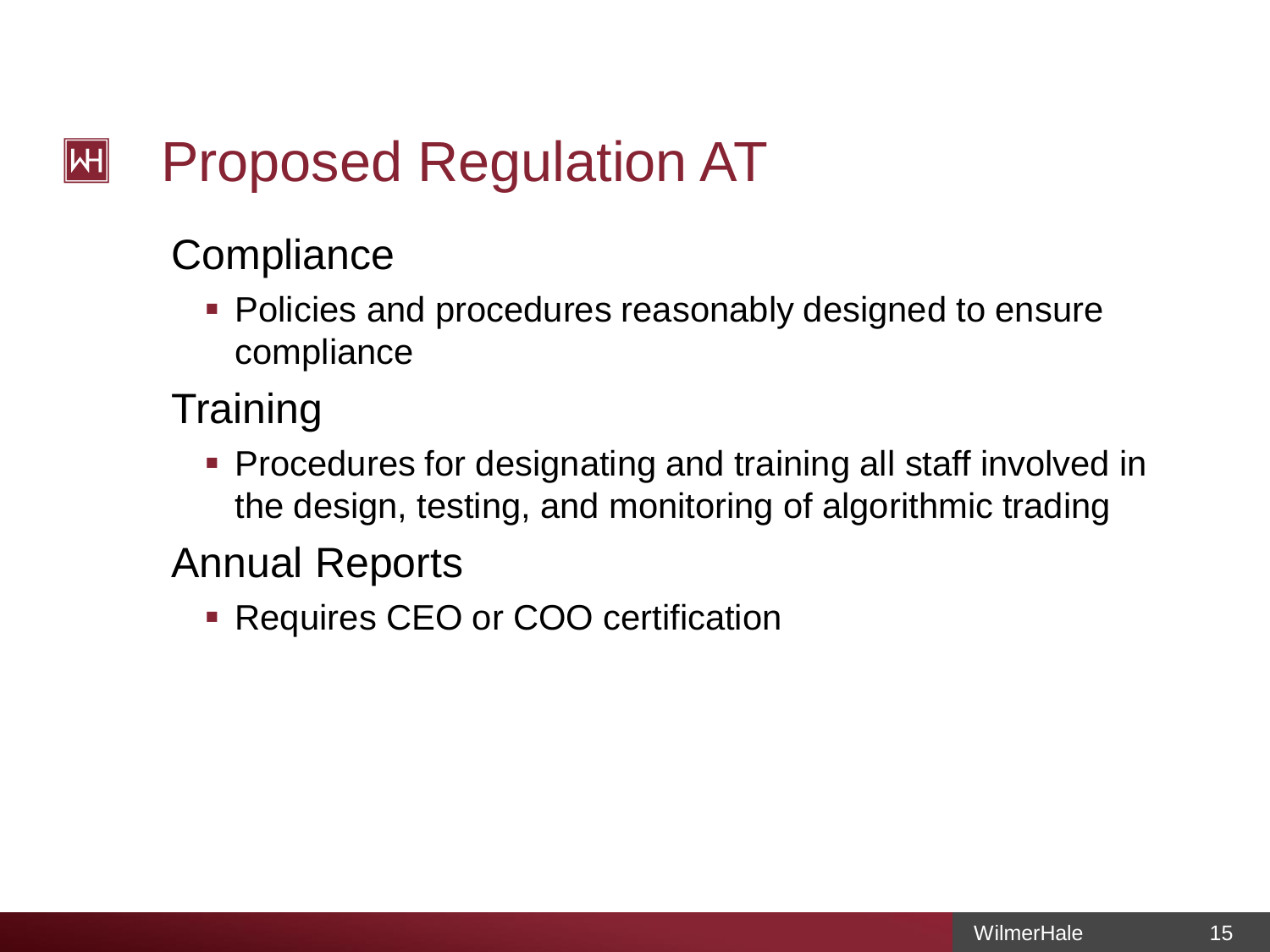# Proposed Regulation AT

## Compliance

- Policies and procedures reasonably designed to ensure compliance

## Training

- Procedures for designating and training all staff involved in the design, testing, and monitoring of algorithmic trading

## Annual Reports

- Requires CEO or COO certification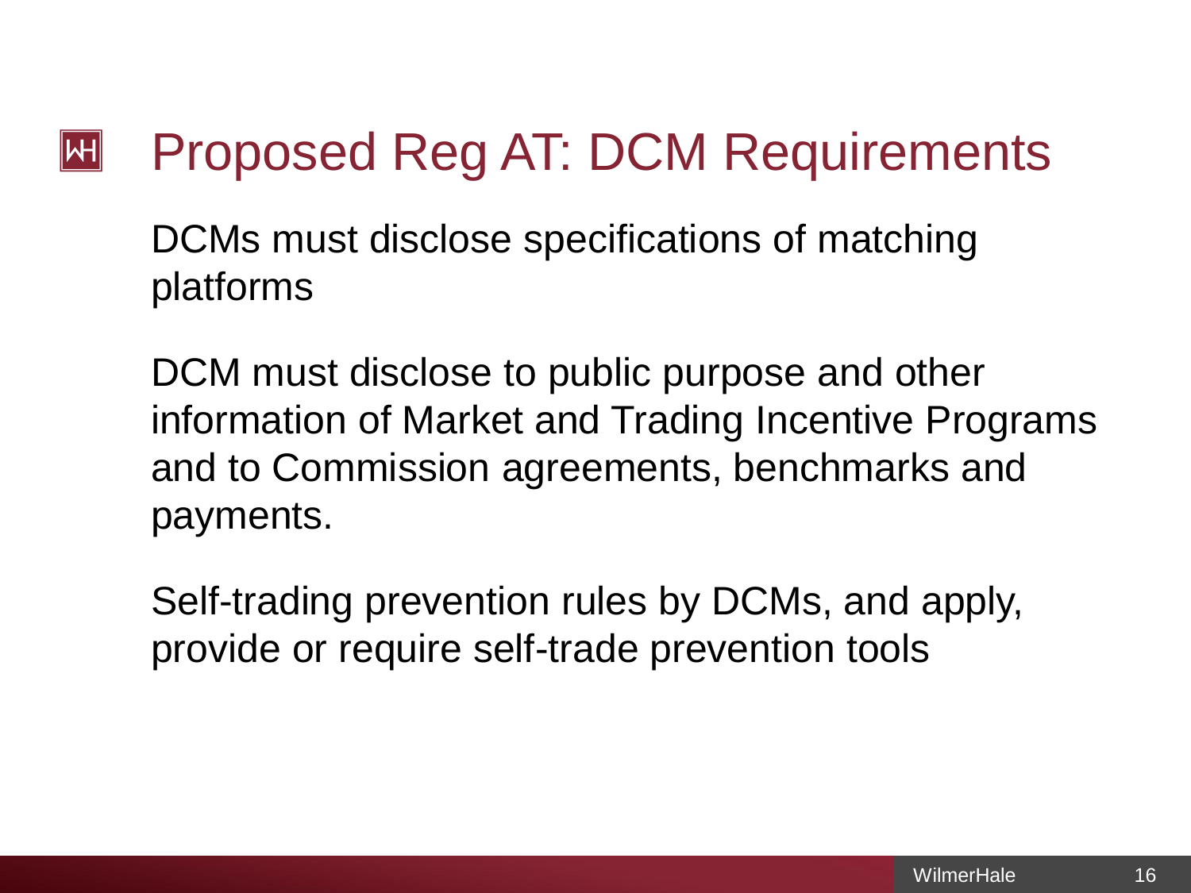# Proposed Reg AT: DCM Requirements

DCMs must disclose specifications of matching platforms

DCM must disclose to public purpose and other information of Market and Trading Incentive Programs and to Commission agreements, benchmarks and payments.

Self-trading prevention rules by DCMs, and apply, provide or require self-trade prevention tools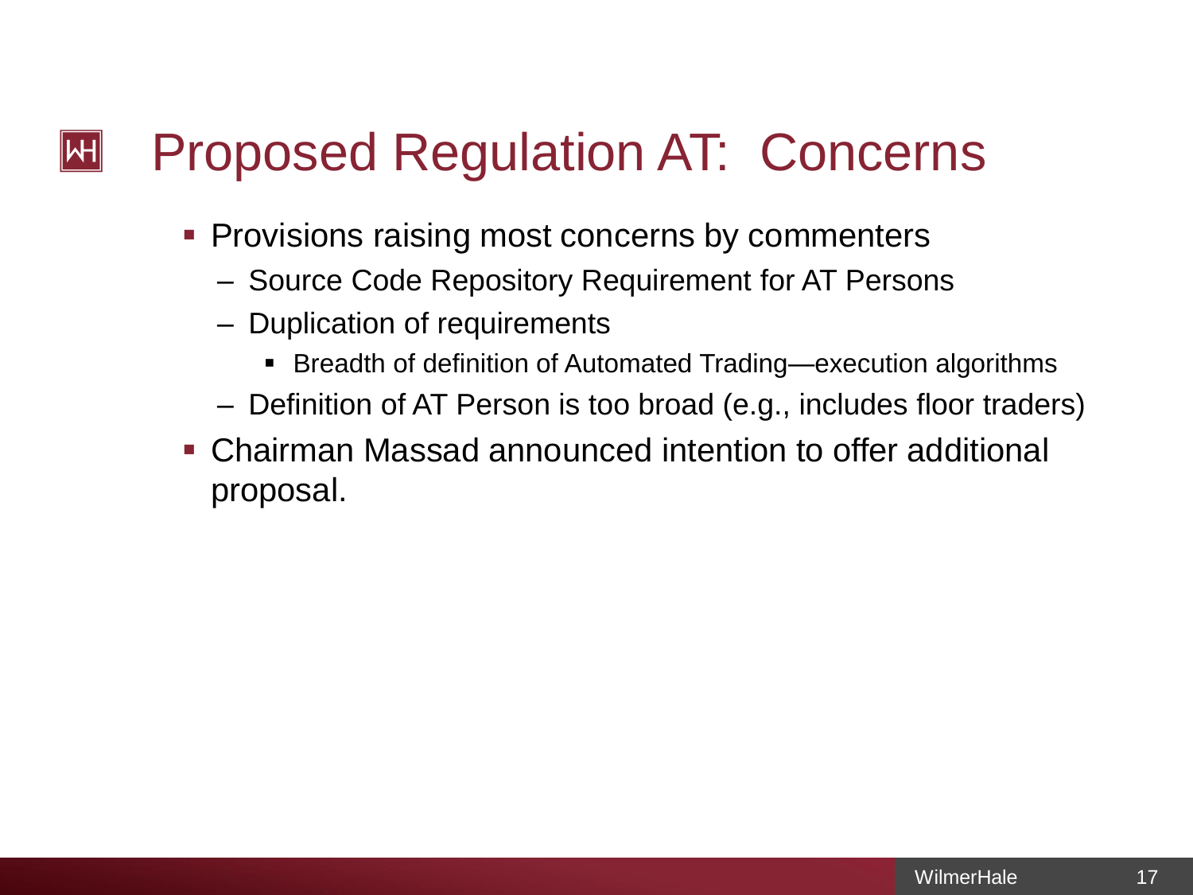# Proposed Regulation AT: Concerns

- Provisions raising most concerns by commenters
  - Source Code Repository Requirement for AT Persons
  - Duplication of requirements
    - Breadth of definition of Automated Trading—execution algorithms
  - Definition of AT Person is too broad (e.g., includes floor traders)
- Chairman Massad announced intention to offer additional proposal.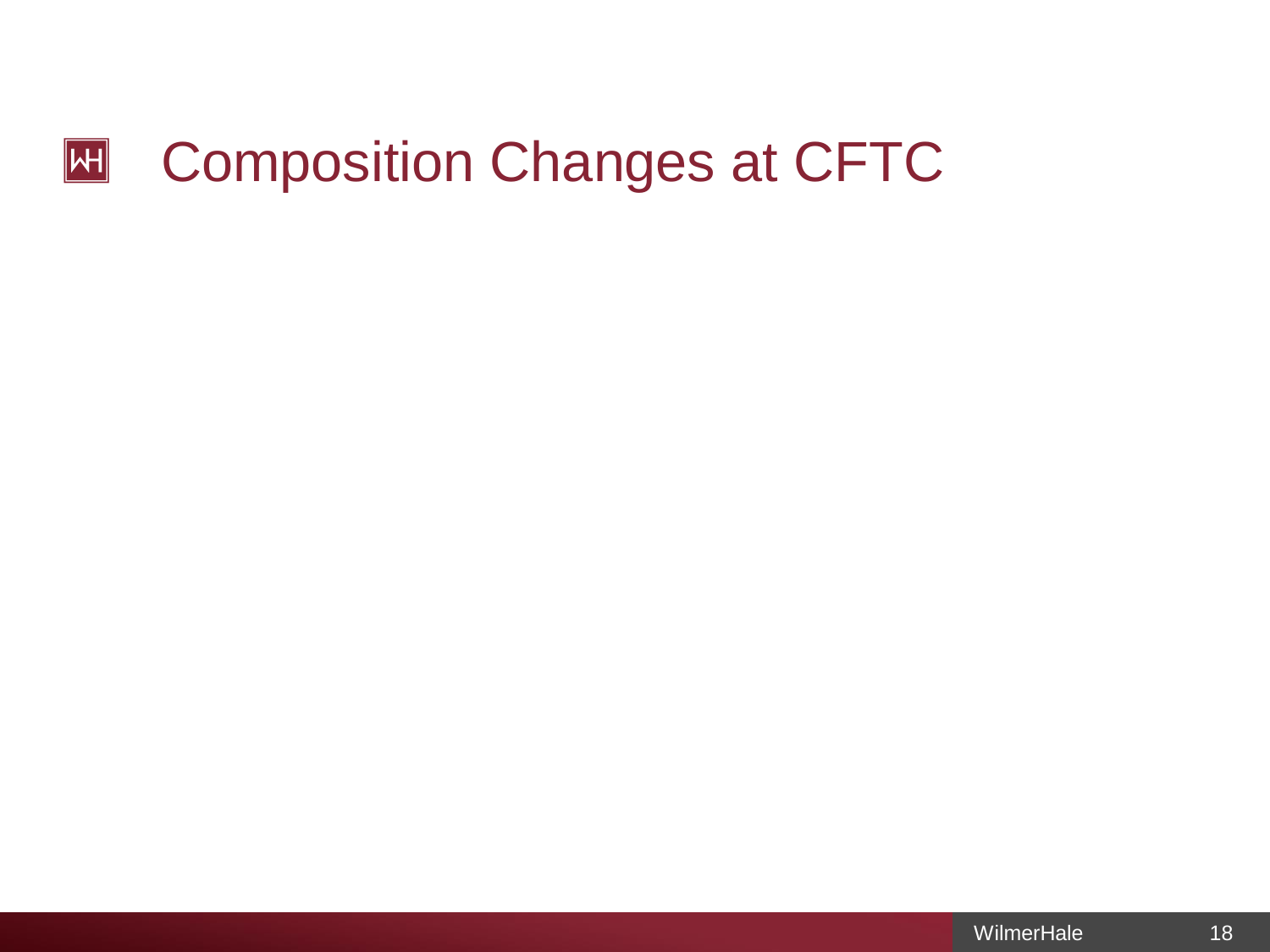# Composition Changes at CFTC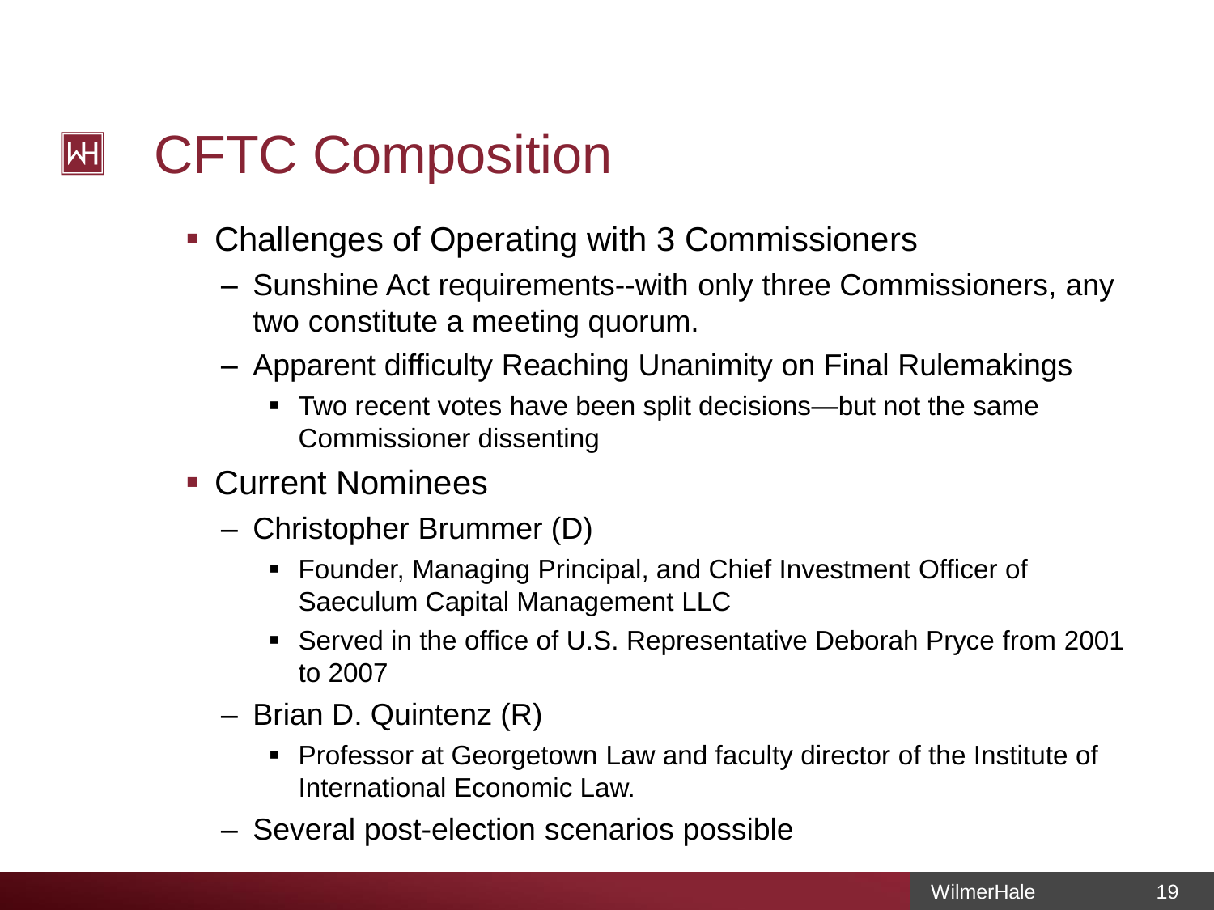# CFTC Composition

- Challenges of Operating with 3 Commissioners
  - Sunshine Act requirements--with only three Commissioners, any two constitute a meeting quorum.
  - Apparent difficulty Reaching Unanimity on Final Rulemakings
    - Two recent votes have been split decisions—but not the same Commissioner dissenting
- Current Nominees
  - Christopher Brummer (D)
    - Founder, Managing Principal, and Chief Investment Officer of Saeculum Capital Management LLC
    - Served in the office of U.S. Representative Deborah Pryce from 2001 to 2007
  - Brian D. Quintenz (R)
    - Professor at Georgetown Law and faculty director of the Institute of International Economic Law.
  - Several post-election scenarios possible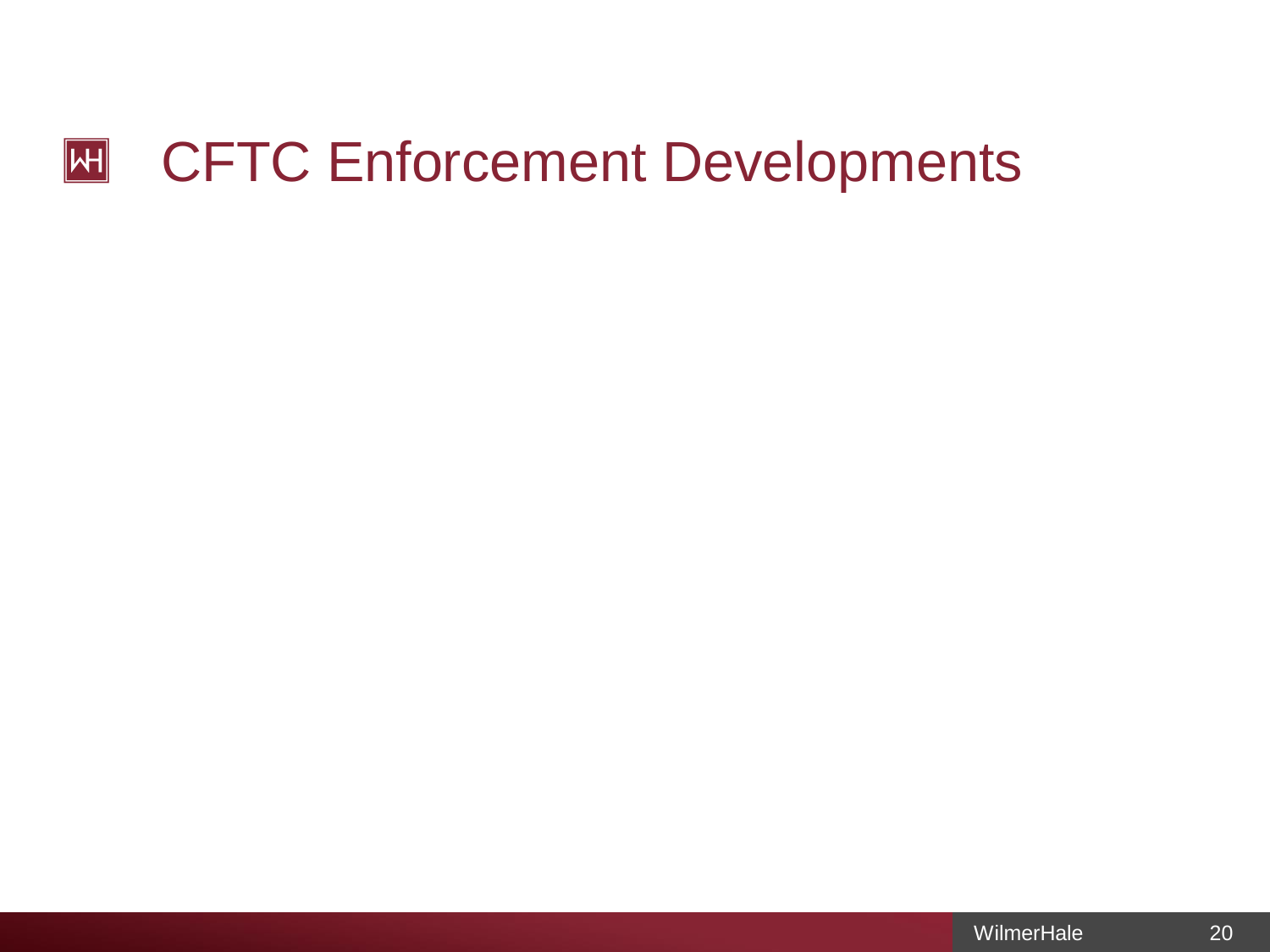# CFTC Enforcement Developments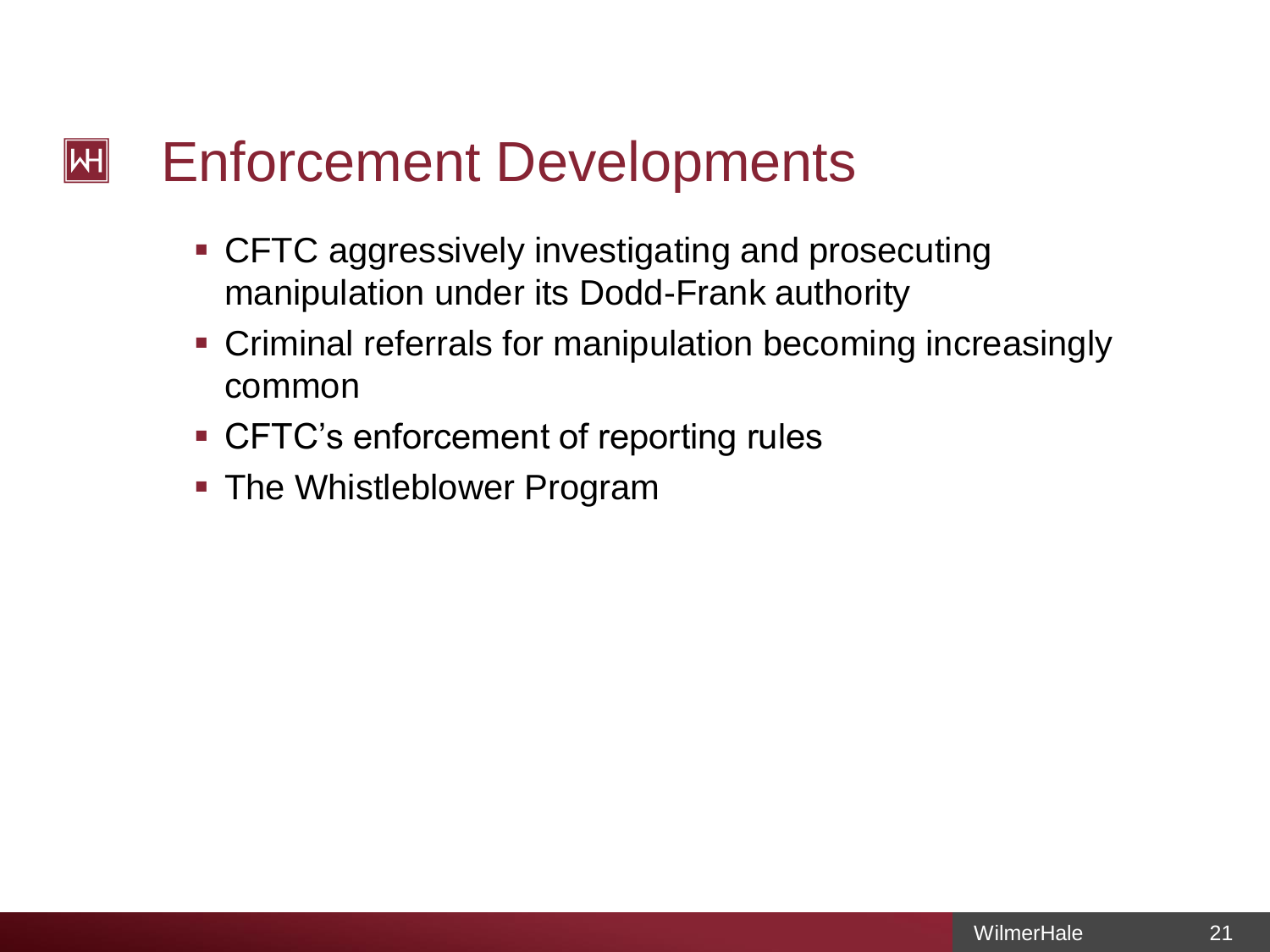# Enforcement Developments

- CFTC aggressively investigating and prosecuting manipulation under its Dodd-Frank authority
- Criminal referrals for manipulation becoming increasingly common
- CFTC's enforcement of reporting rules
- The Whistleblower Program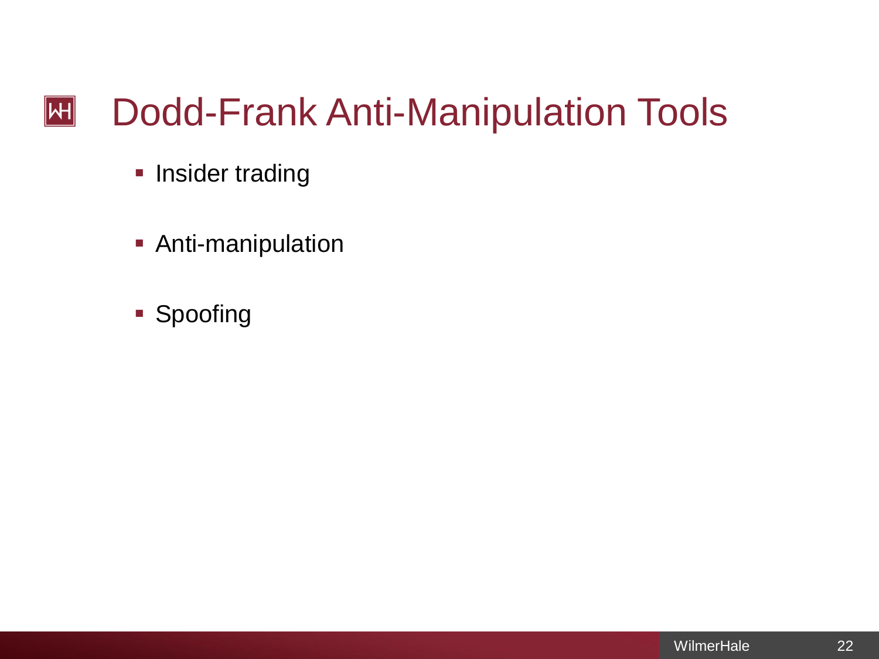# Dodd-Frank Anti-Manipulation Tools

- Insider trading
- Anti-manipulation
- Spoofing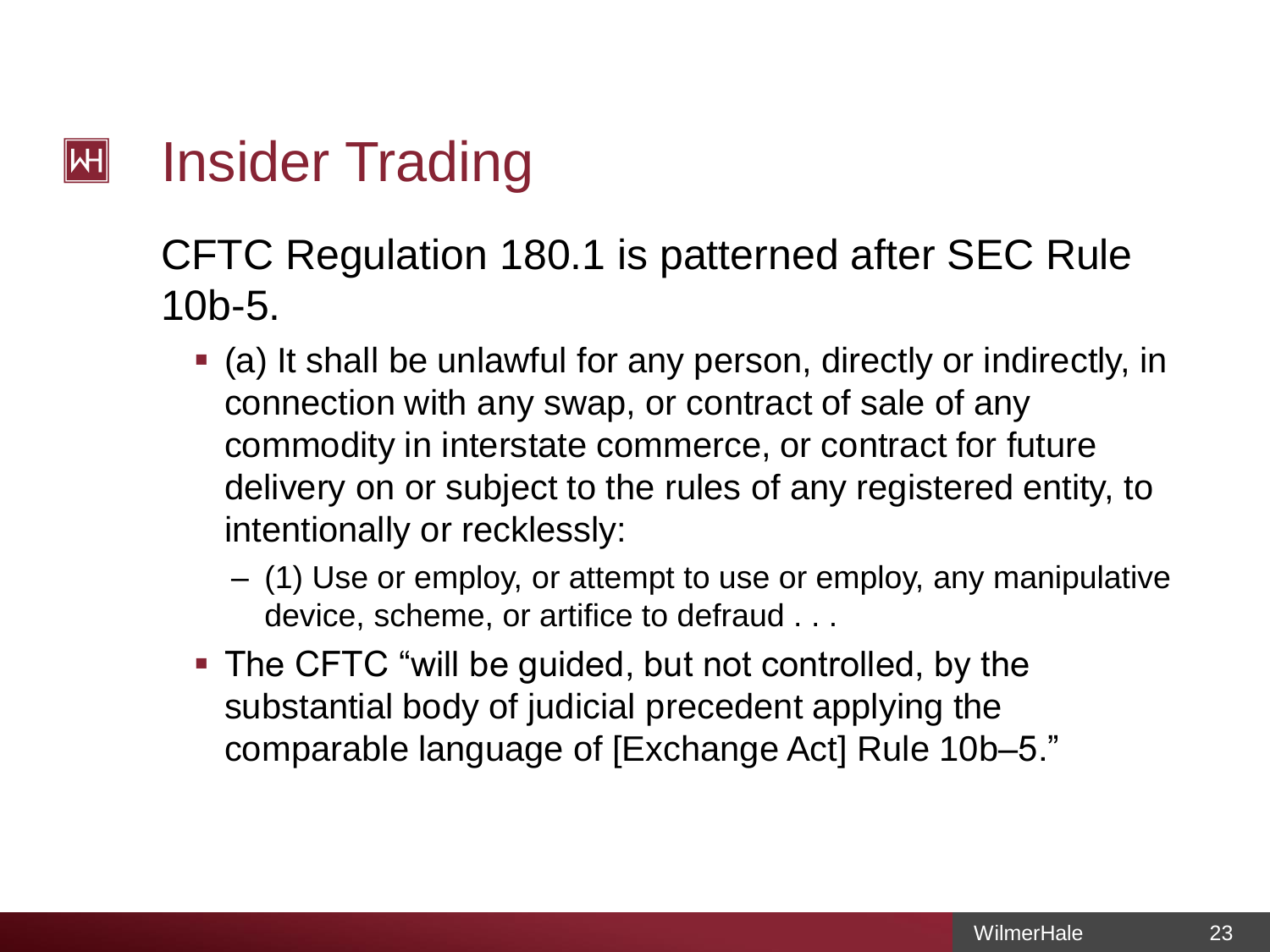# Insider Trading

CFTC Regulation 180.1 is patterned after SEC Rule 10b-5.

- (a) It shall be unlawful for any person, directly or indirectly, in connection with any swap, or contract of sale of any commodity in interstate commerce, or contract for future delivery on or subject to the rules of any registered entity, to intentionally or recklessly:
  - (1) Use or employ, or attempt to use or employ, any manipulative device, scheme, or artifice to defraud . . .
- The CFTC "will be guided, but not controlled, by the substantial body of judicial precedent applying the comparable language of [Exchange Act] Rule 10b–5."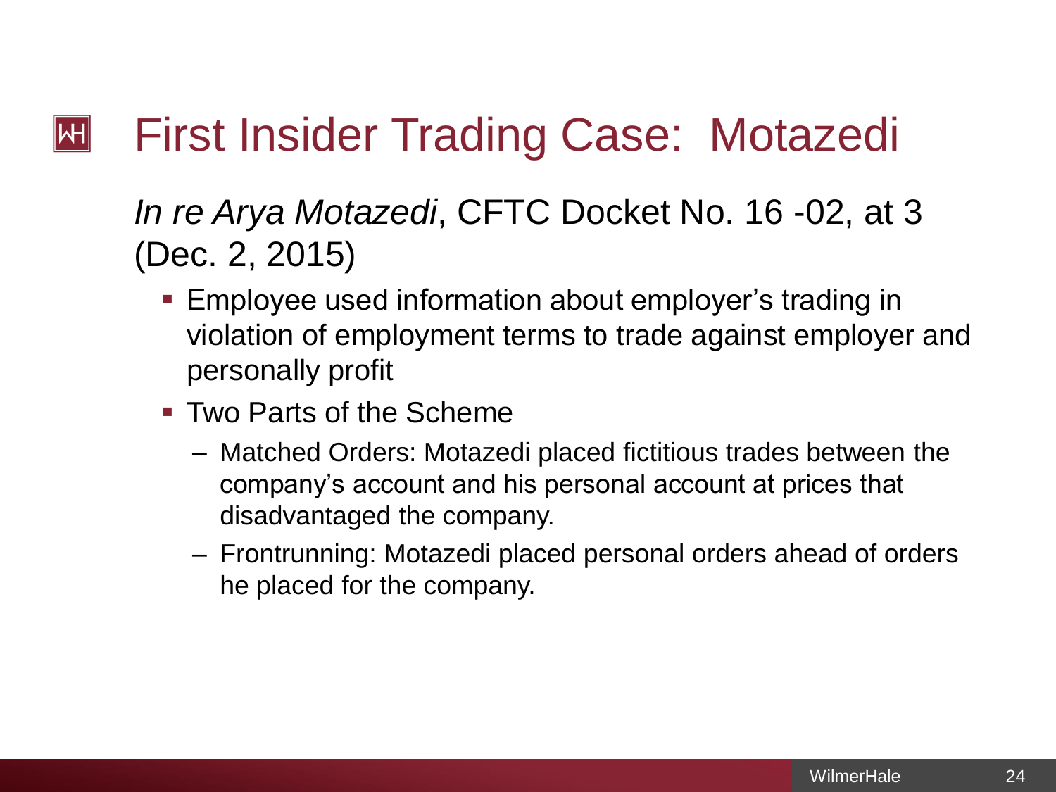# First Insider Trading Case: Motazedi

*In re Arya Motazedi*, CFTC Docket No. 16 -02, at 3 (Dec. 2, 2015)

- Employee used information about employer's trading in violation of employment terms to trade against employer and personally profit
- Two Parts of the Scheme
  - Matched Orders: Motazedi placed fictitious trades between the company's account and his personal account at prices that disadvantaged the company.
  - Frontrunning: Motazedi placed personal orders ahead of orders he placed for the company.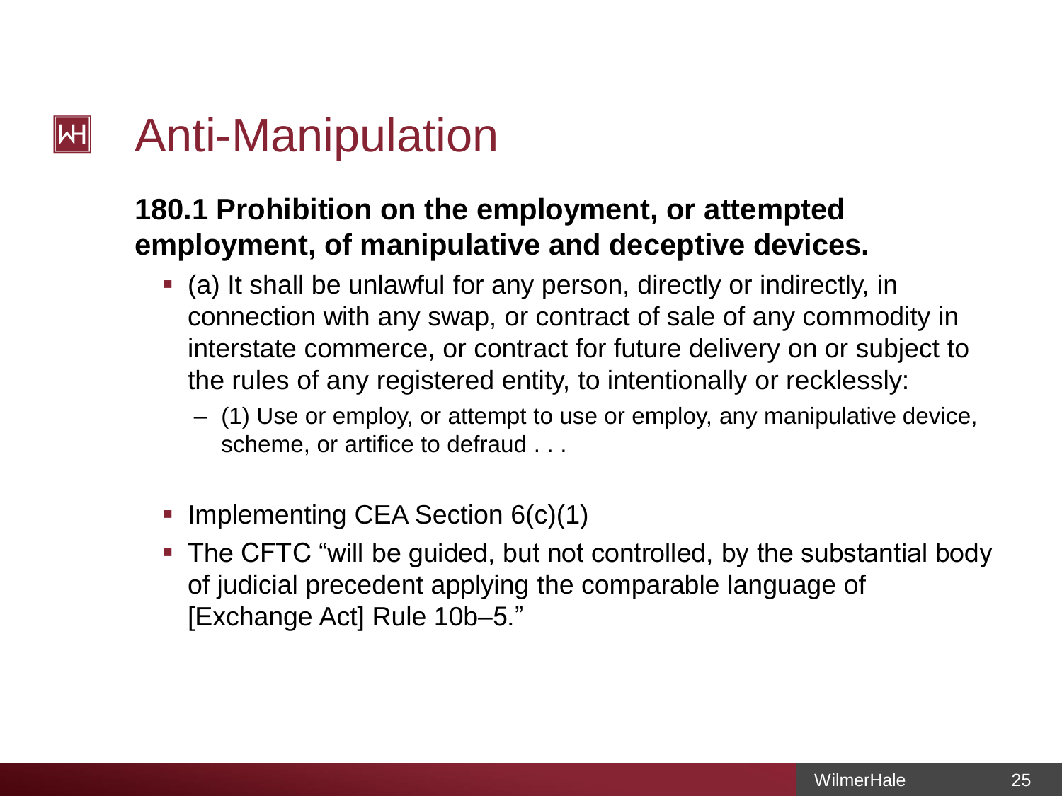# Anti-Manipulation

**180.1 Prohibition on the employment, or attempted employment, of manipulative and deceptive devices.**

- (a) It shall be unlawful for any person, directly or indirectly, in connection with any swap, or contract of sale of any commodity in interstate commerce, or contract for future delivery on or subject to the rules of any registered entity, to intentionally or recklessly:
  - (1) Use or employ, or attempt to use or employ, any manipulative device, scheme, or artifice to defraud . . .

- Implementing CEA Section 6(c)(1)
- The CFTC "will be guided, but not controlled, by the substantial body of judicial precedent applying the comparable language of [Exchange Act] Rule 10b–5."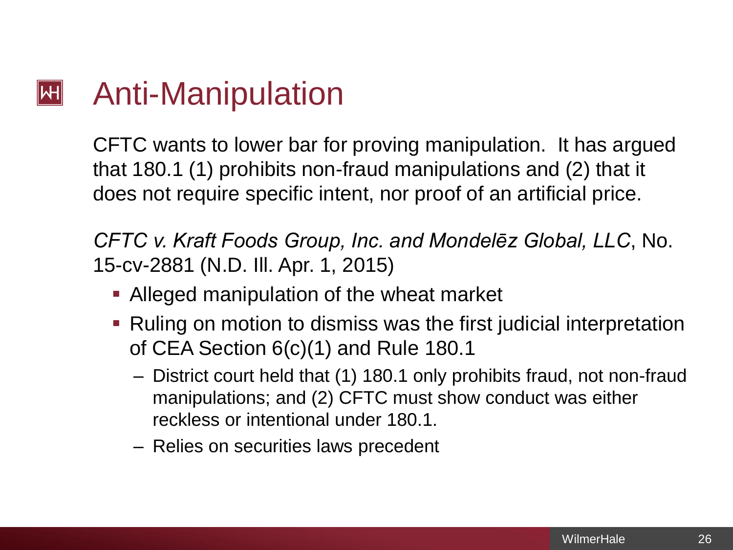# Anti-Manipulation

CFTC wants to lower bar for proving manipulation. It has argued that 180.1 (1) prohibits non-fraud manipulations and (2) that it does not require specific intent, nor proof of an artificial price.

*CFTC v. Kraft Foods Group, Inc. and Mondelēz Global, LLC*, No. 15-cv-2881 (N.D. Ill. Apr. 1, 2015)

- Alleged manipulation of the wheat market
- Ruling on motion to dismiss was the first judicial interpretation of CEA Section 6(c)(1) and Rule 180.1
  - District court held that (1) 180.1 only prohibits fraud, not non-fraud manipulations; and (2) CFTC must show conduct was either reckless or intentional under 180.1.
  - Relies on securities laws precedent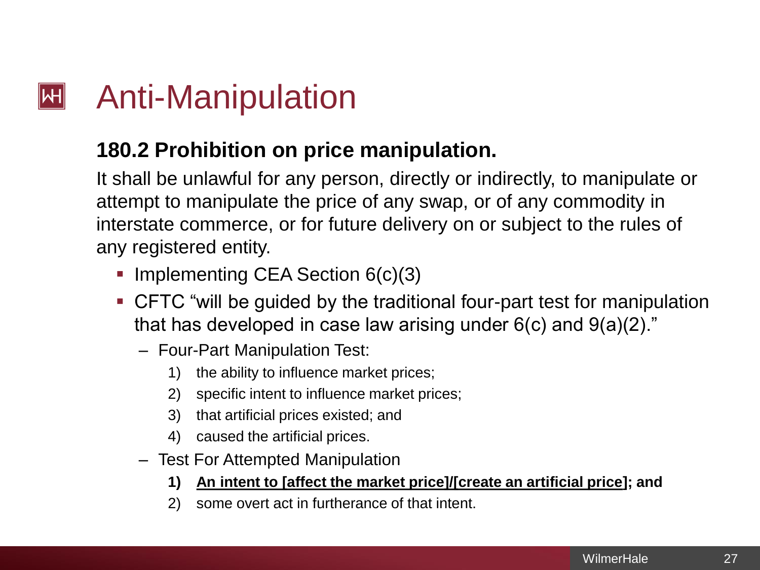# Anti-Manipulation

## 180.2 Prohibition on price manipulation.

It shall be unlawful for any person, directly or indirectly, to manipulate or attempt to manipulate the price of any swap, or of any commodity in interstate commerce, or for future delivery on or subject to the rules of any registered entity.

- Implementing CEA Section 6(c)(3)
- CFTC "will be guided by the traditional four-part test for manipulation that has developed in case law arising under 6(c) and 9(a)(2)."
  - Four-Part Manipulation Test:
    1) the ability to influence market prices;
    2) specific intent to influence market prices;
    3) that artificial prices existed; and
    4) caused the artificial prices.
  - Test For Attempted Manipulation
    1) **<u>An intent to [affect the market price]/[create an artificial price]</u>; and**
    2) some overt act in furtherance of that intent.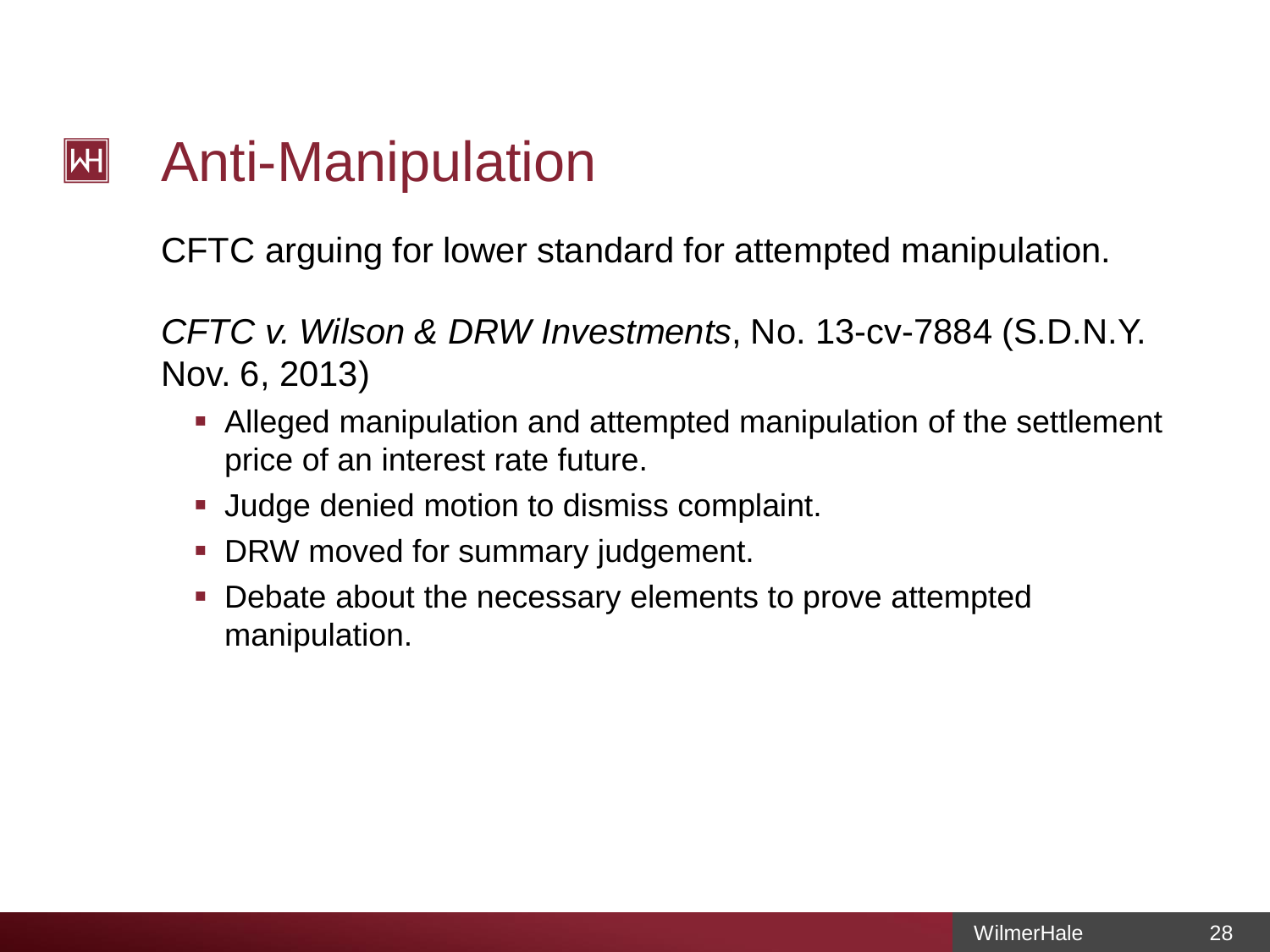# Anti-Manipulation

CFTC arguing for lower standard for attempted manipulation.

*CFTC v. Wilson & DRW Investments*, No. 13-cv-7884 (S.D.N.Y. Nov. 6, 2013)

- Alleged manipulation and attempted manipulation of the settlement price of an interest rate future.
- Judge denied motion to dismiss complaint.
- DRW moved for summary judgement.
- Debate about the necessary elements to prove attempted manipulation.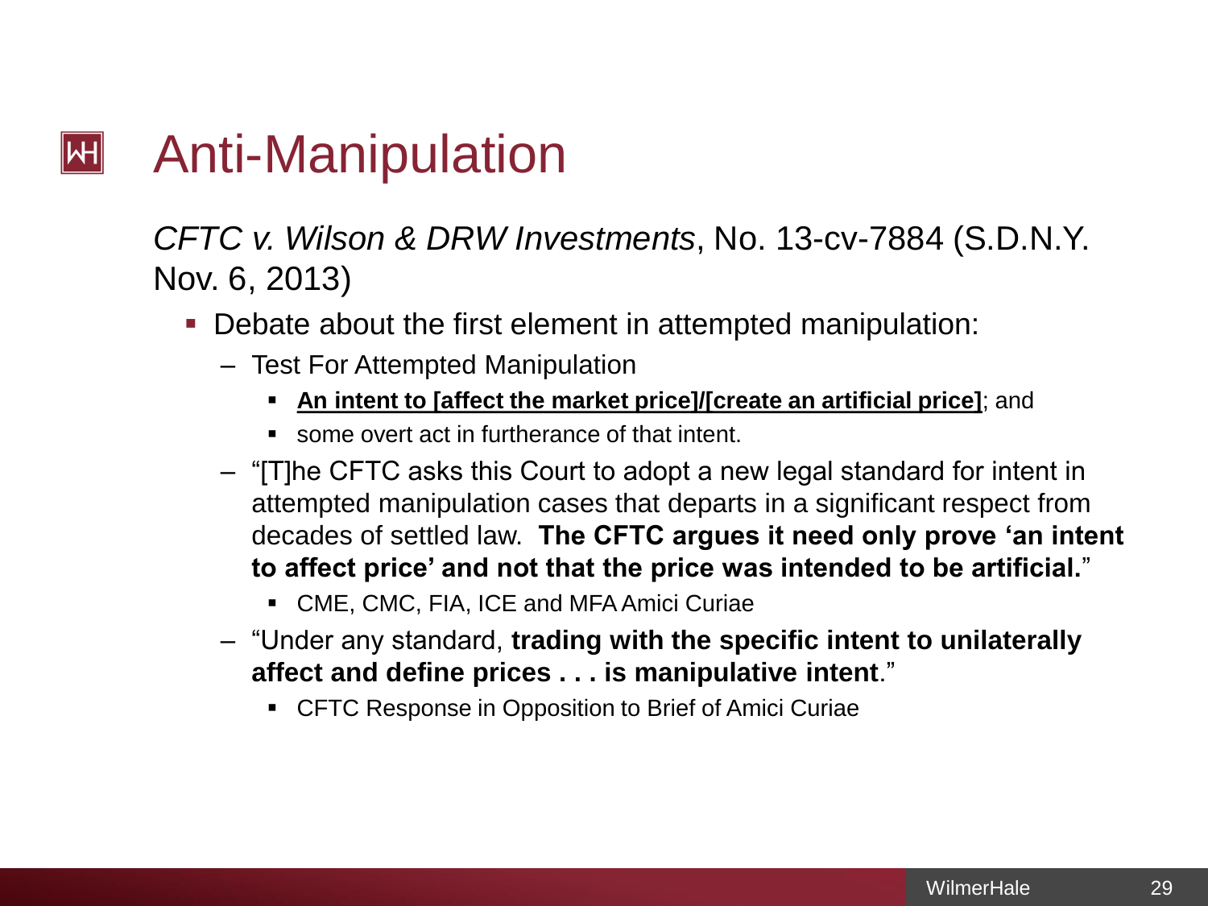# Anti-Manipulation

*CFTC v. Wilson & DRW Investments*, No. 13-cv-7884 (S.D.N.Y. Nov. 6, 2013)

- Debate about the first element in attempted manipulation:
  - Test For Attempted Manipulation
    - **<u>An intent to [affect the market price]/[create an artificial price]</u>**; and
    - some overt act in furtherance of that intent.
  - "[T]he CFTC asks this Court to adopt a new legal standard for intent in attempted manipulation cases that departs in a significant respect from decades of settled law. **The CFTC argues it need only prove 'an intent to affect price' and not that the price was intended to be artificial.**"
    - CME, CMC, FIA, ICE and MFA Amici Curiae
  - "Under any standard, **trading with the specific intent to unilaterally affect and define prices . . . is manipulative intent**."
    - CFTC Response in Opposition to Brief of Amici Curiae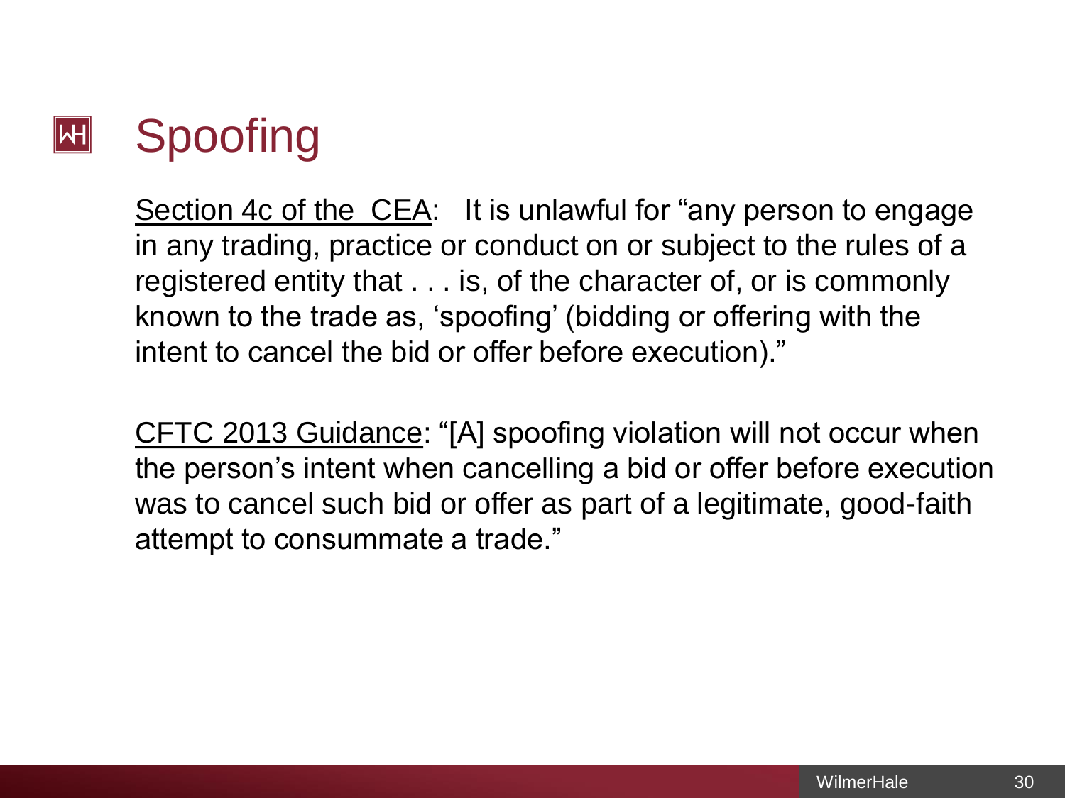# Spoofing

Section 4c of the CEA: It is unlawful for "any person to engage in any trading, practice or conduct on or subject to the rules of a registered entity that . . . is, of the character of, or is commonly known to the trade as, 'spoofing' (bidding or offering with the intent to cancel the bid or offer before execution)."

CFTC 2013 Guidance: "[A] spoofing violation will not occur when the person's intent when cancelling a bid or offer before execution was to cancel such bid or offer as part of a legitimate, good-faith attempt to consummate a trade."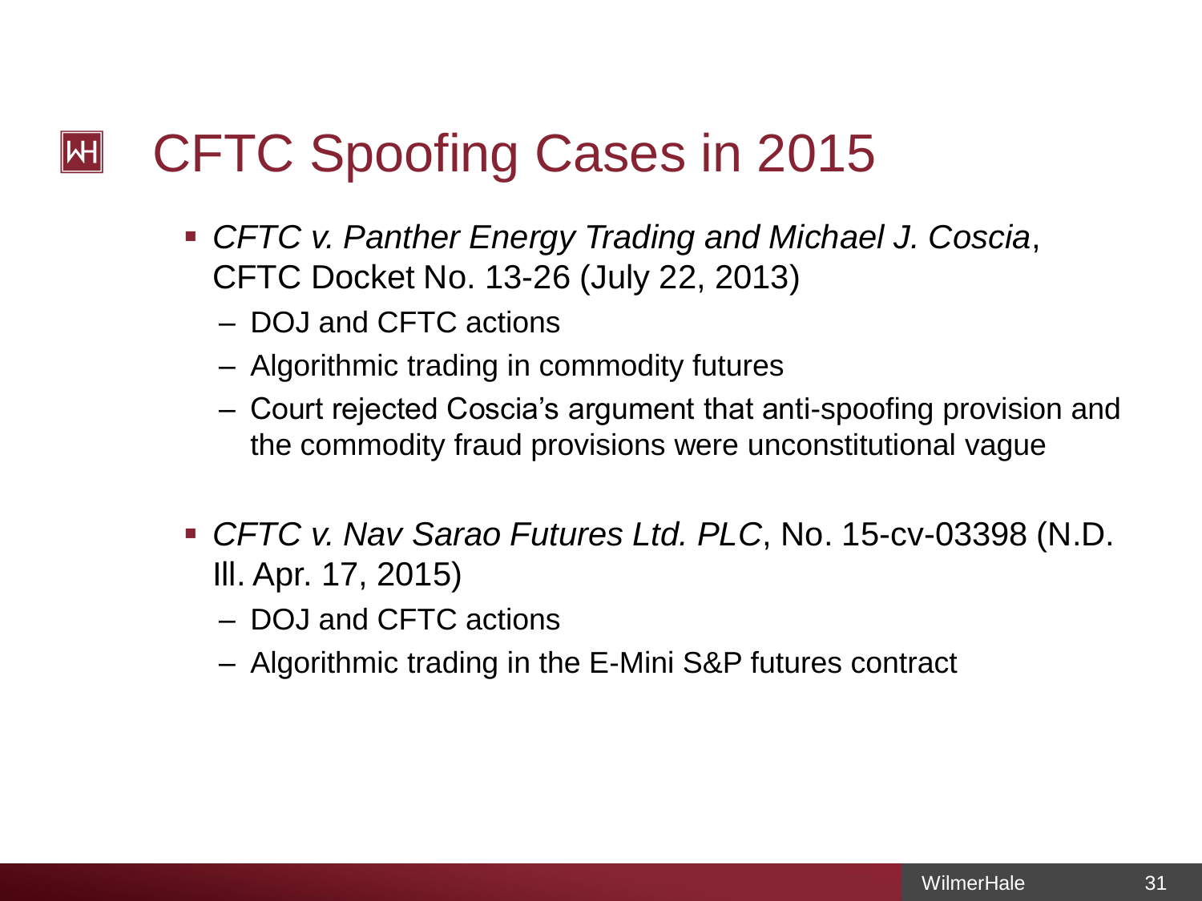# CFTC Spoofing Cases in 2015

- *CFTC v. Panther Energy Trading and Michael J. Coscia*, CFTC Docket No. 13-26 (July 22, 2013)
  - DOJ and CFTC actions
  - Algorithmic trading in commodity futures
  - Court rejected Coscia's argument that anti-spoofing provision and the commodity fraud provisions were unconstitutional vague

- *CFTC v. Nav Sarao Futures Ltd. PLC*, No. 15-cv-03398 (N.D. Ill. Apr. 17, 2015)
  - DOJ and CFTC actions
  - Algorithmic trading in the E-Mini S&P futures contract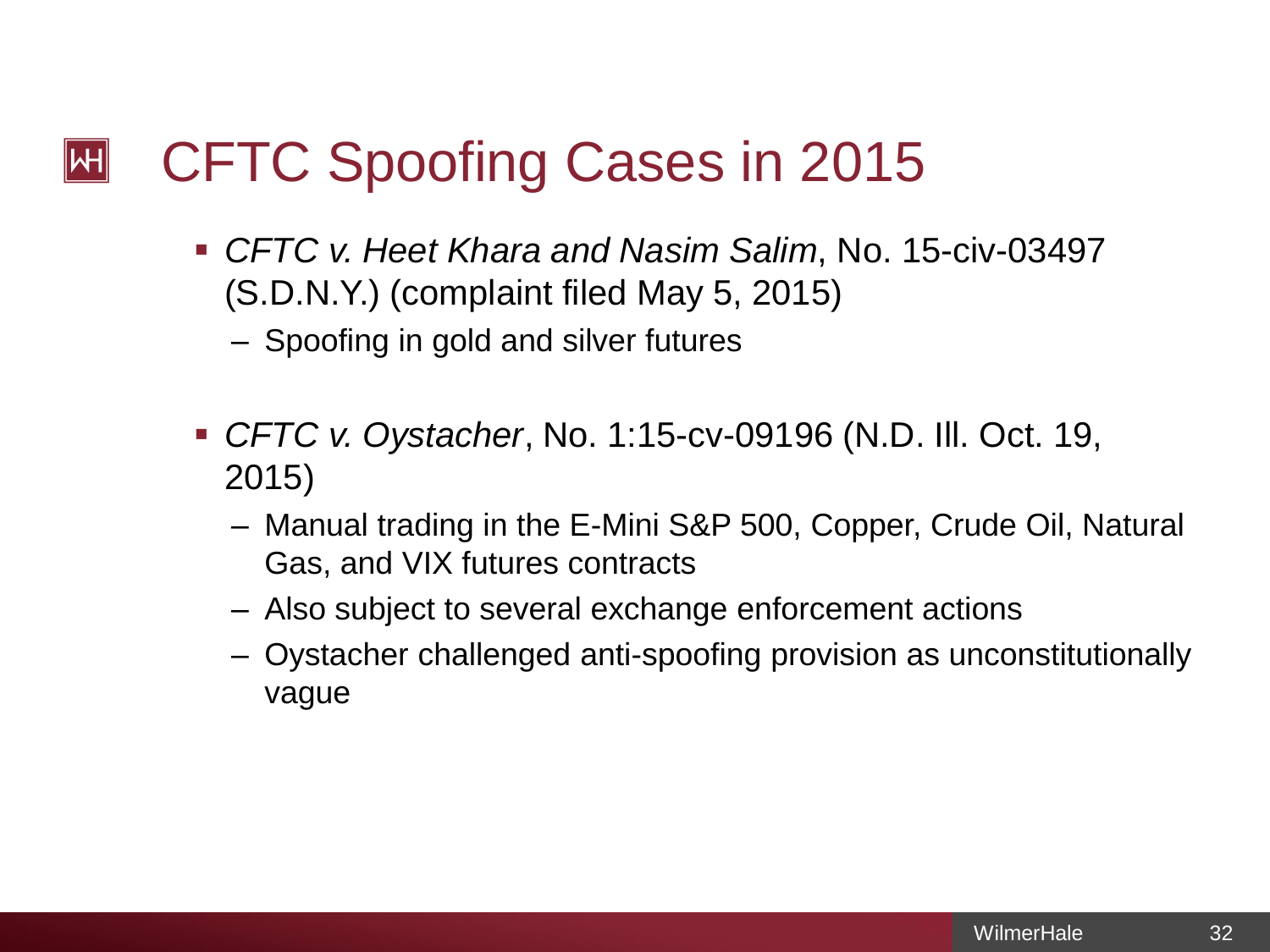# CFTC Spoofing Cases in 2015

- *CFTC v. Heet Khara and Nasim Salim*, No. 15-civ-03497 (S.D.N.Y.) (complaint filed May 5, 2015)
  - Spoofing in gold and silver futures

- *CFTC v. Oystacher*, No. 1:15-cv-09196 (N.D. Ill. Oct. 19, 2015)
  - Manual trading in the E-Mini S&P 500, Copper, Crude Oil, Natural Gas, and VIX futures contracts
  - Also subject to several exchange enforcement actions
  - Oystacher challenged anti-spoofing provision as unconstitutionally vague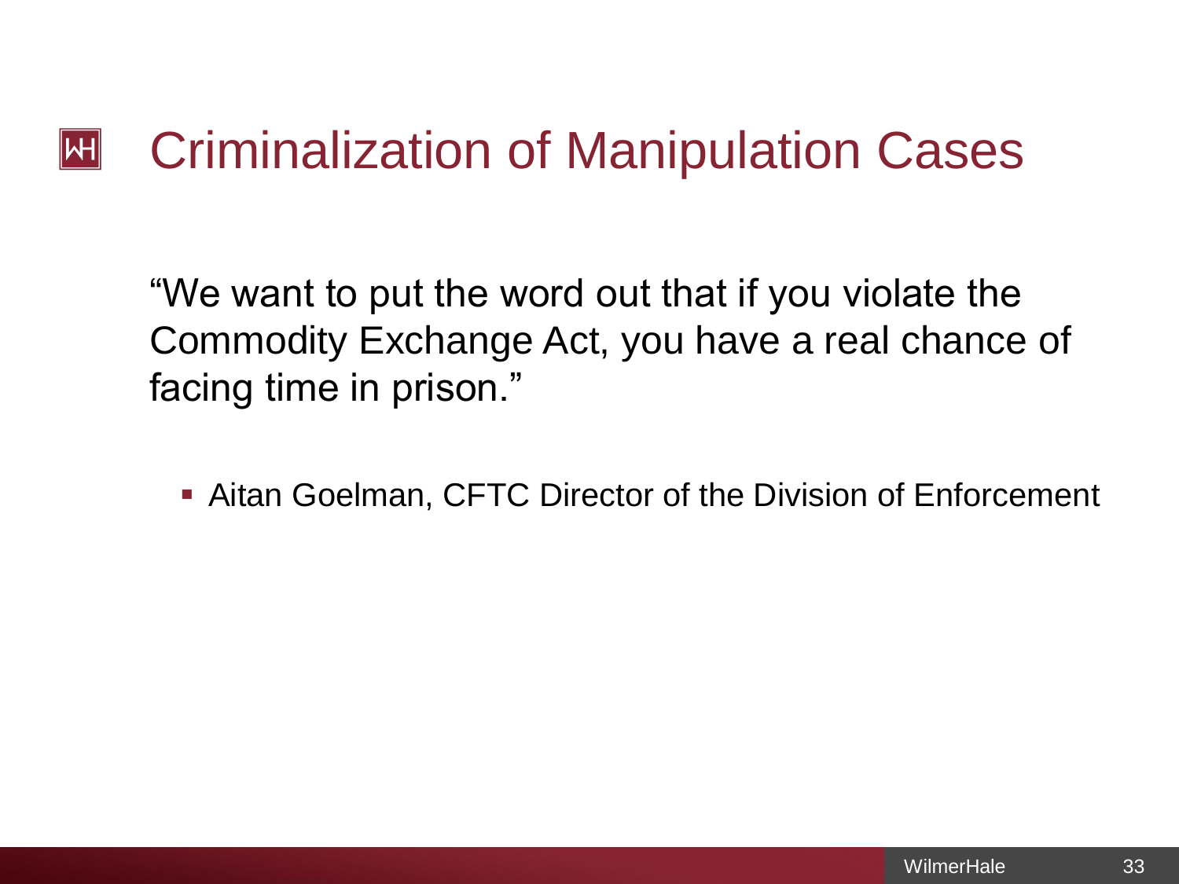# Criminalization of Manipulation Cases

"We want to put the word out that if you violate the Commodity Exchange Act, you have a real chance of facing time in prison."

- Aitan Goelman, CFTC Director of the Division of Enforcement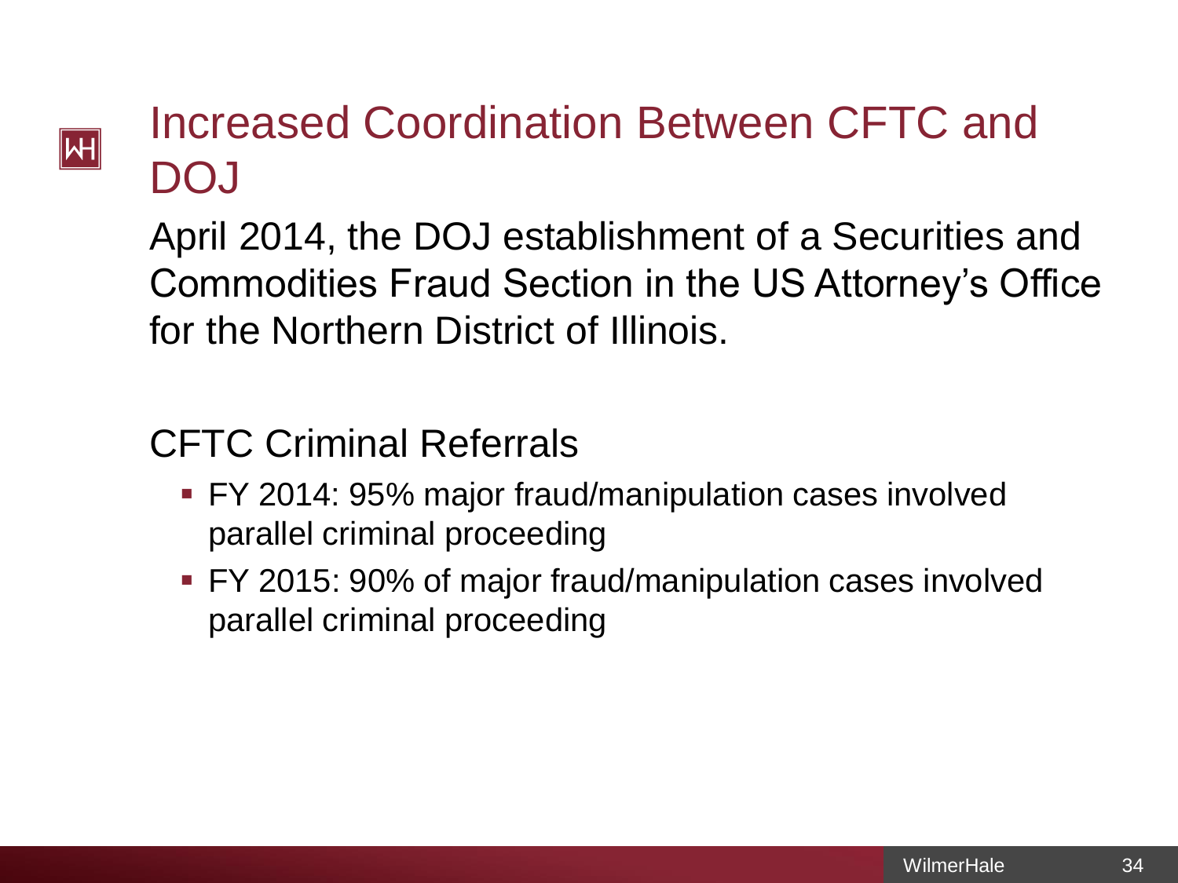# Increased Coordination Between CFTC and DOJ

April 2014, the DOJ establishment of a Securities and Commodities Fraud Section in the US Attorney's Office for the Northern District of Illinois.

CFTC Criminal Referrals

- FY 2014: 95% major fraud/manipulation cases involved parallel criminal proceeding
- FY 2015: 90% of major fraud/manipulation cases involved parallel criminal proceeding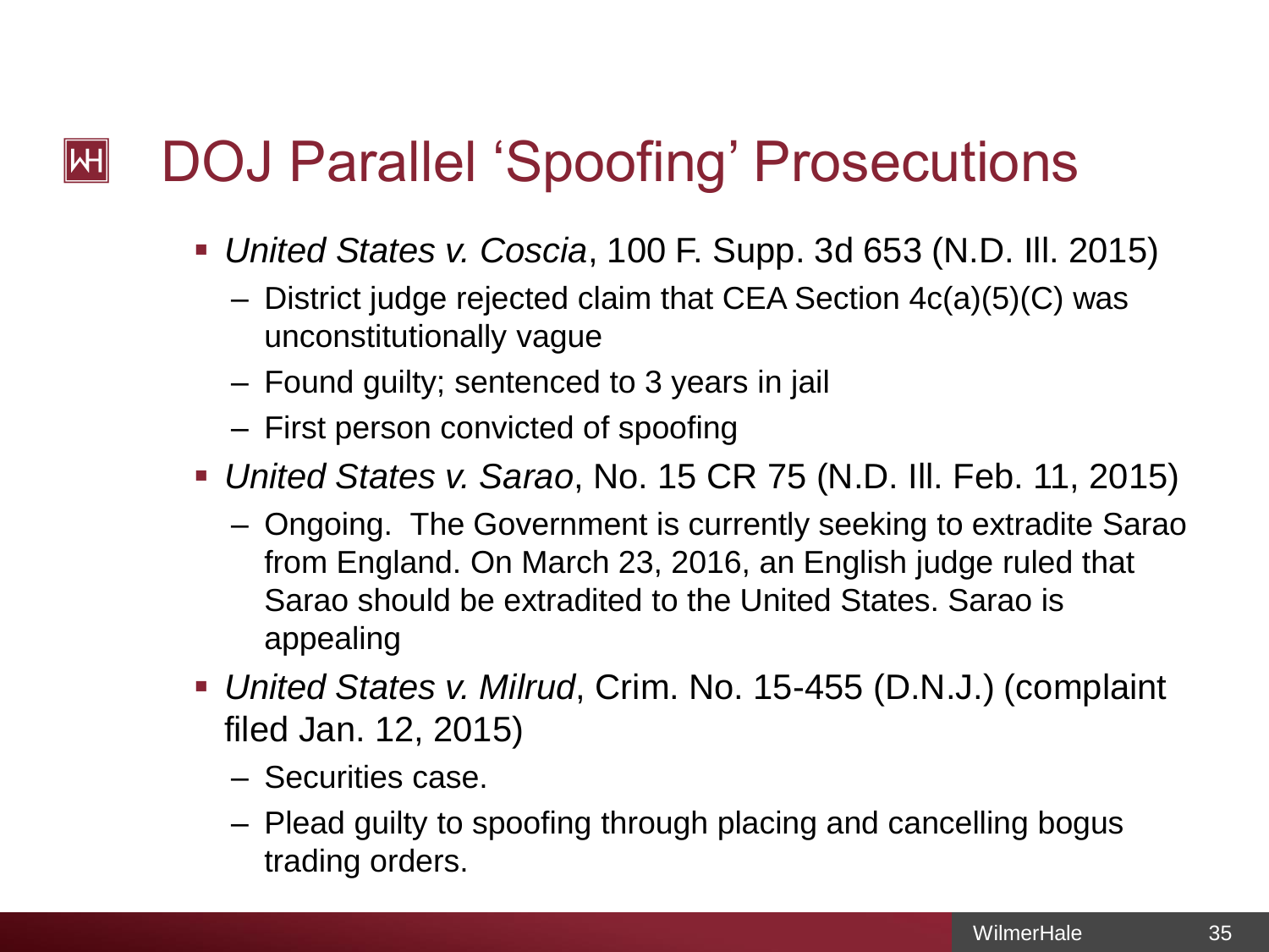# DOJ Parallel 'Spoofing' Prosecutions

- *United States v. Coscia*, 100 F. Supp. 3d 653 (N.D. Ill. 2015)
  - District judge rejected claim that CEA Section 4c(a)(5)(C) was unconstitutionally vague
  - Found guilty; sentenced to 3 years in jail
  - First person convicted of spoofing
- *United States v. Sarao*, No. 15 CR 75 (N.D. Ill. Feb. 11, 2015)
  - Ongoing. The Government is currently seeking to extradite Sarao from England. On March 23, 2016, an English judge ruled that Sarao should be extradited to the United States. Sarao is appealing
- *United States v. Milrud*, Crim. No. 15-455 (D.N.J.) (complaint filed Jan. 12, 2015)
  - Securities case.
  - Plead guilty to spoofing through placing and cancelling bogus trading orders.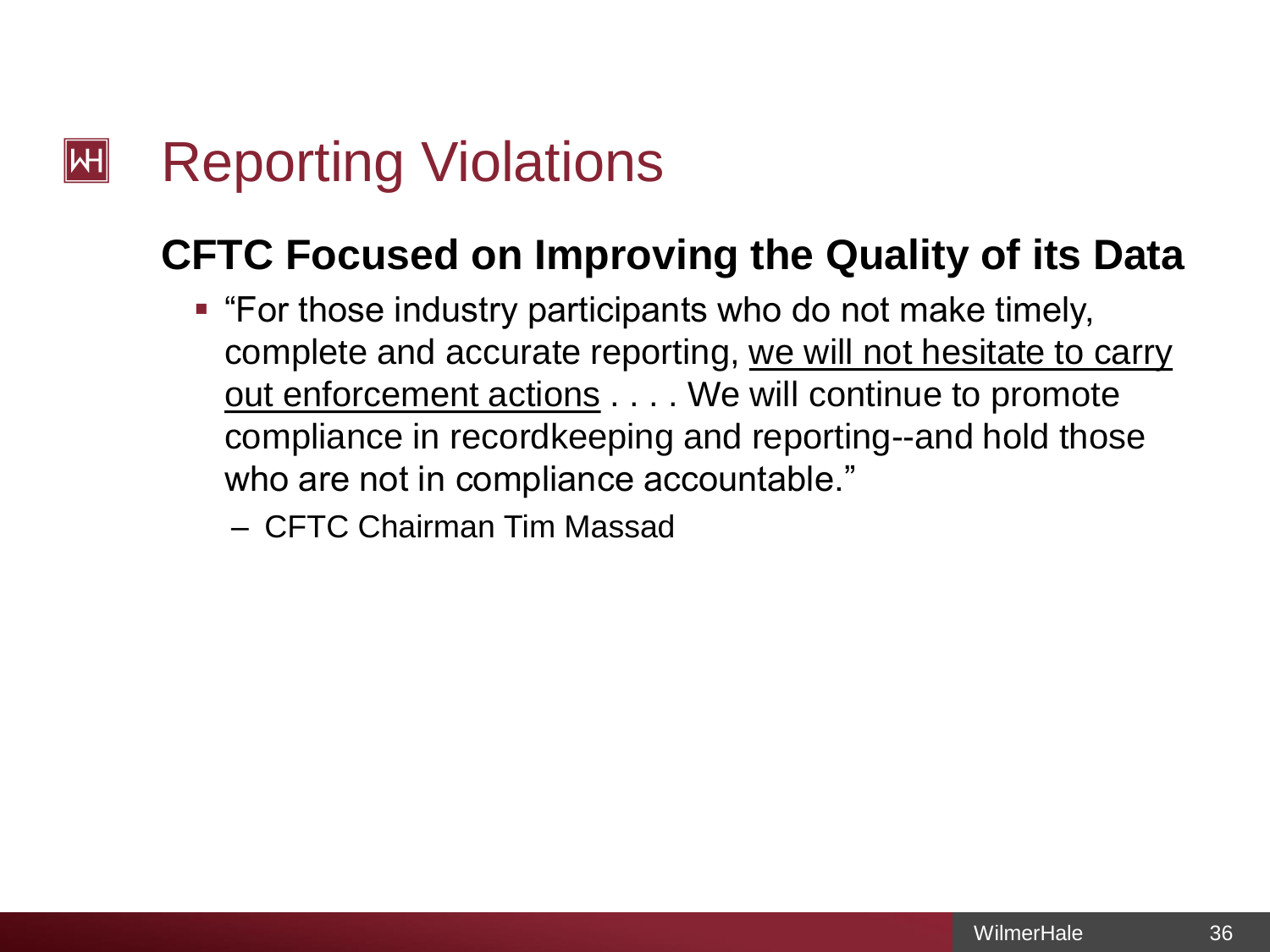# Reporting Violations

## CFTC Focused on Improving the Quality of its Data

- "For those industry participants who do not make timely, complete and accurate reporting, <u>we will not hesitate to carry out enforcement actions</u> . . . . We will continue to promote compliance in recordkeeping and reporting--and hold those who are not in compliance accountable."
  – CFTC Chairman Tim Massad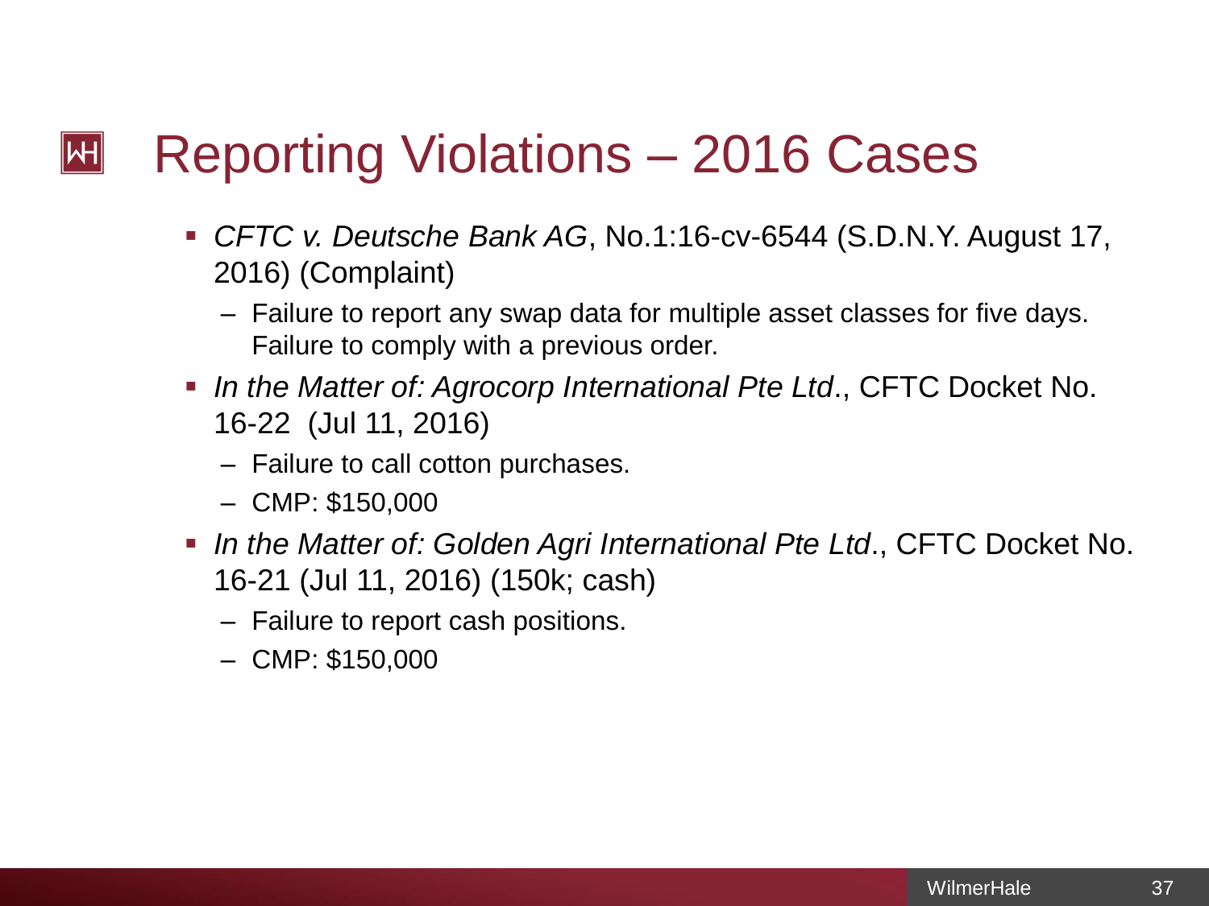# Reporting Violations – 2016 Cases

- *CFTC v. Deutsche Bank AG*, No.1:16-cv-6544 (S.D.N.Y. August 17, 2016) (Complaint)
  - Failure to report any swap data for multiple asset classes for five days. Failure to comply with a previous order.
- *In the Matter of: Agrocorp International Pte Ltd*., CFTC Docket No. 16-22 (Jul 11, 2016)
  - Failure to call cotton purchases.
  - CMP: $150,000
- *In the Matter of: Golden Agri International Pte Ltd*., CFTC Docket No. 16-21 (Jul 11, 2016) (150k; cash)
  - Failure to report cash positions.
  - CMP: $150,000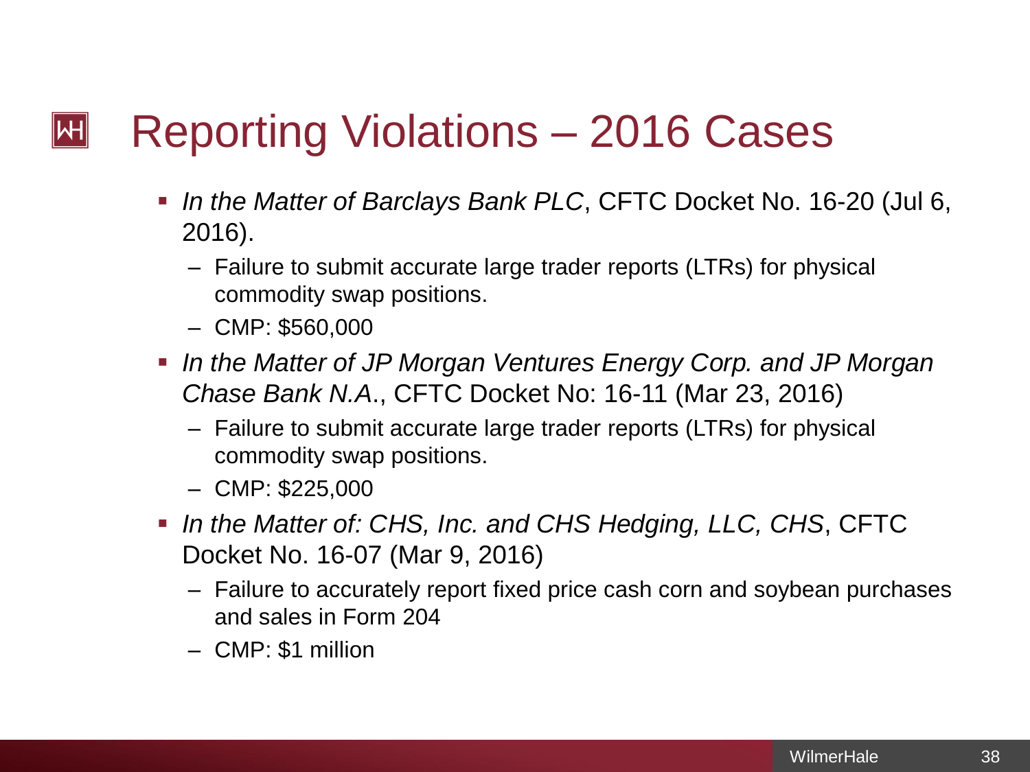# Reporting Violations – 2016 Cases

- *In the Matter of Barclays Bank PLC*, CFTC Docket No. 16-20 (Jul 6, 2016).
  - Failure to submit accurate large trader reports (LTRs) for physical commodity swap positions.
  - CMP: $560,000
- *In the Matter of JP Morgan Ventures Energy Corp. and JP Morgan Chase Bank N.A*., CFTC Docket No: 16-11 (Mar 23, 2016)
  - Failure to submit accurate large trader reports (LTRs) for physical commodity swap positions.
  - CMP: $225,000
- *In the Matter of: CHS, Inc. and CHS Hedging, LLC, CHS*, CFTC Docket No. 16-07 (Mar 9, 2016)
  - Failure to accurately report fixed price cash corn and soybean purchases and sales in Form 204
  - CMP: $1 million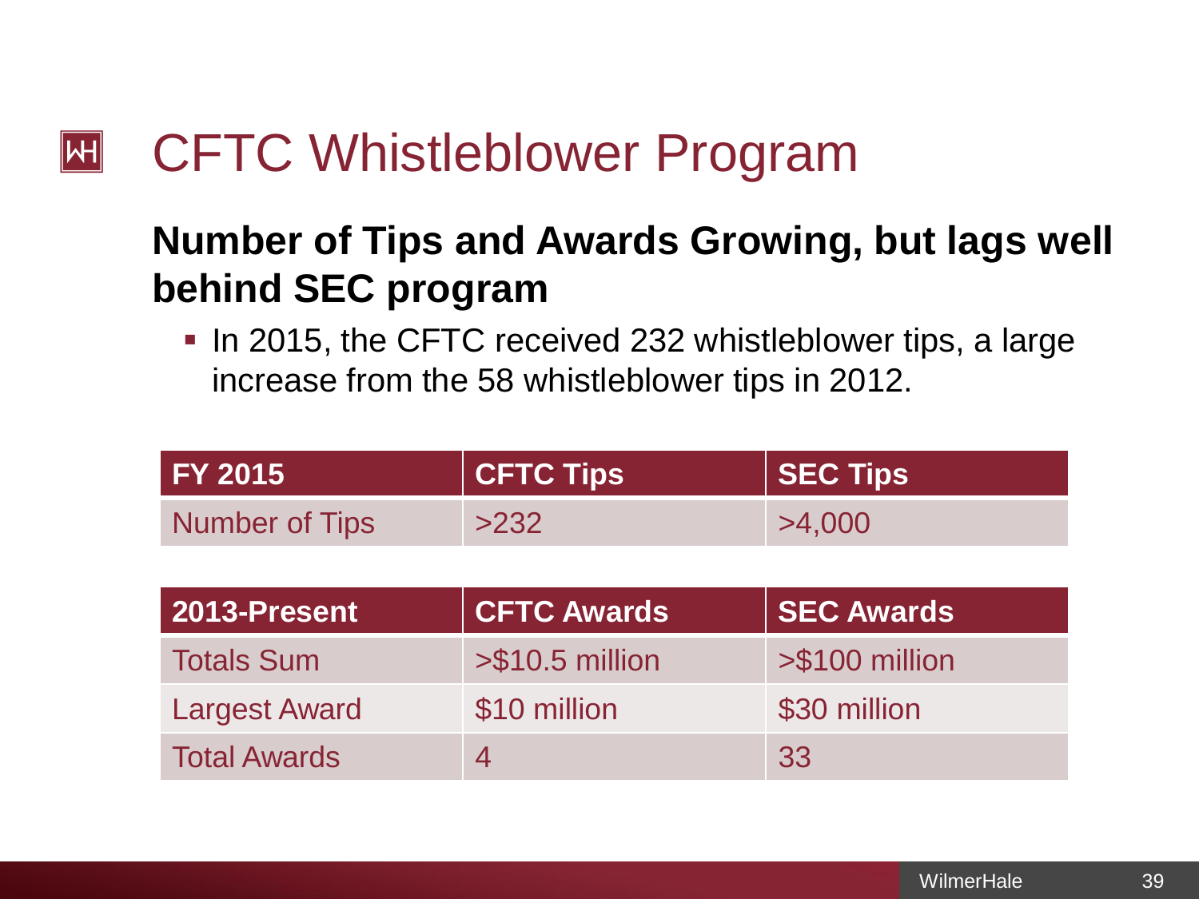# CFTC Whistleblower Program

## Number of Tips and Awards Growing, but lags well behind SEC program

- In 2015, the CFTC received 232 whistleblower tips, a large increase from the 58 whistleblower tips in 2012.

| FY 2015 | CFTC Tips | SEC Tips |
|---|---|---|
| Number of Tips | >232 | >4,000 |

| 2013-Present | CFTC Awards | SEC Awards |
|---|---|---|
| Totals Sum | >$10.5 million | >$100 million |
| Largest Award | $10 million | $30 million |
| Total Awards | 4 | 33 |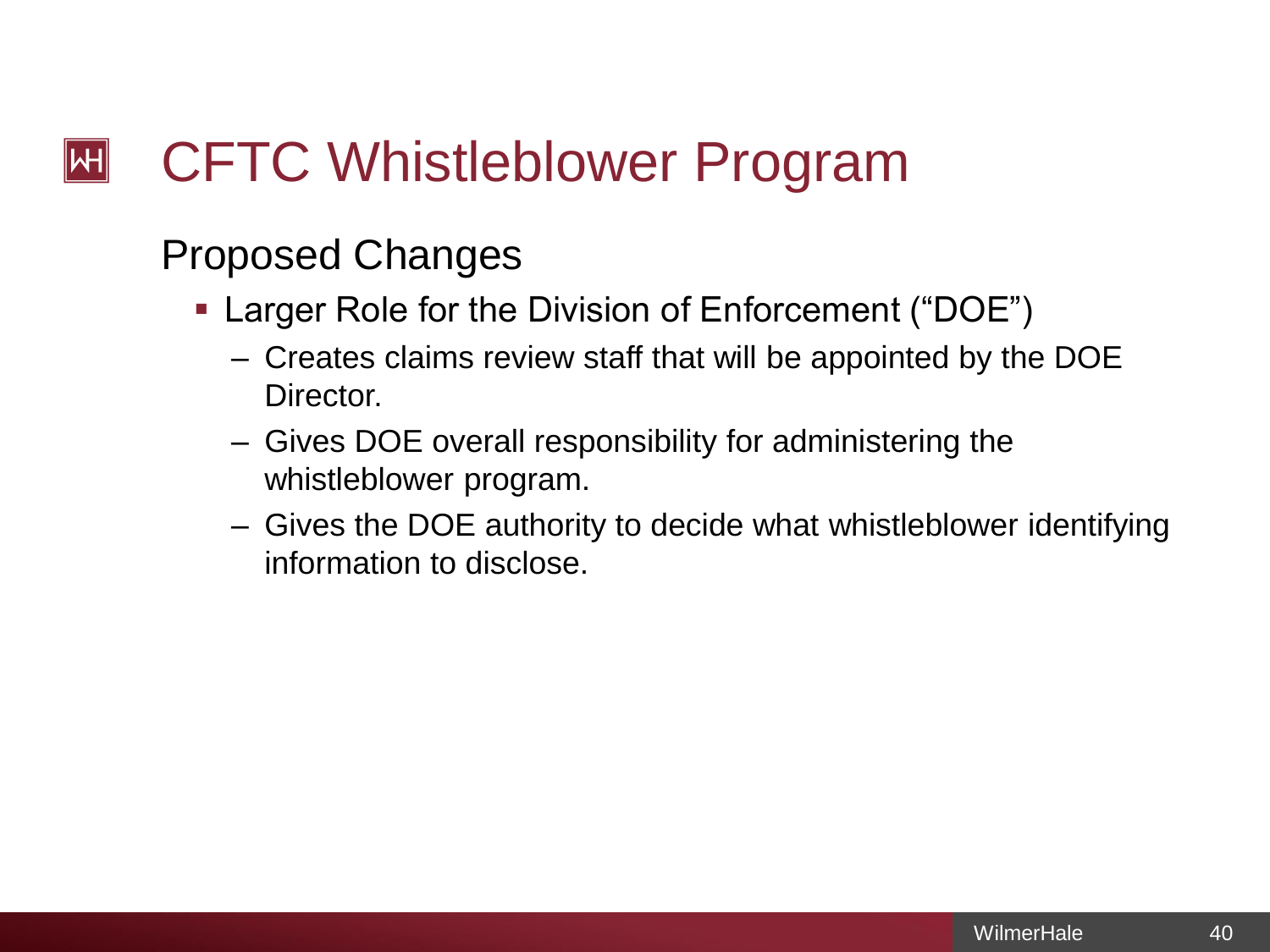# CFTC Whistleblower Program

## Proposed Changes

- Larger Role for the Division of Enforcement (“DOE”)
  - Creates claims review staff that will be appointed by the DOE Director.
  - Gives DOE overall responsibility for administering the whistleblower program.
  - Gives the DOE authority to decide what whistleblower identifying information to disclose.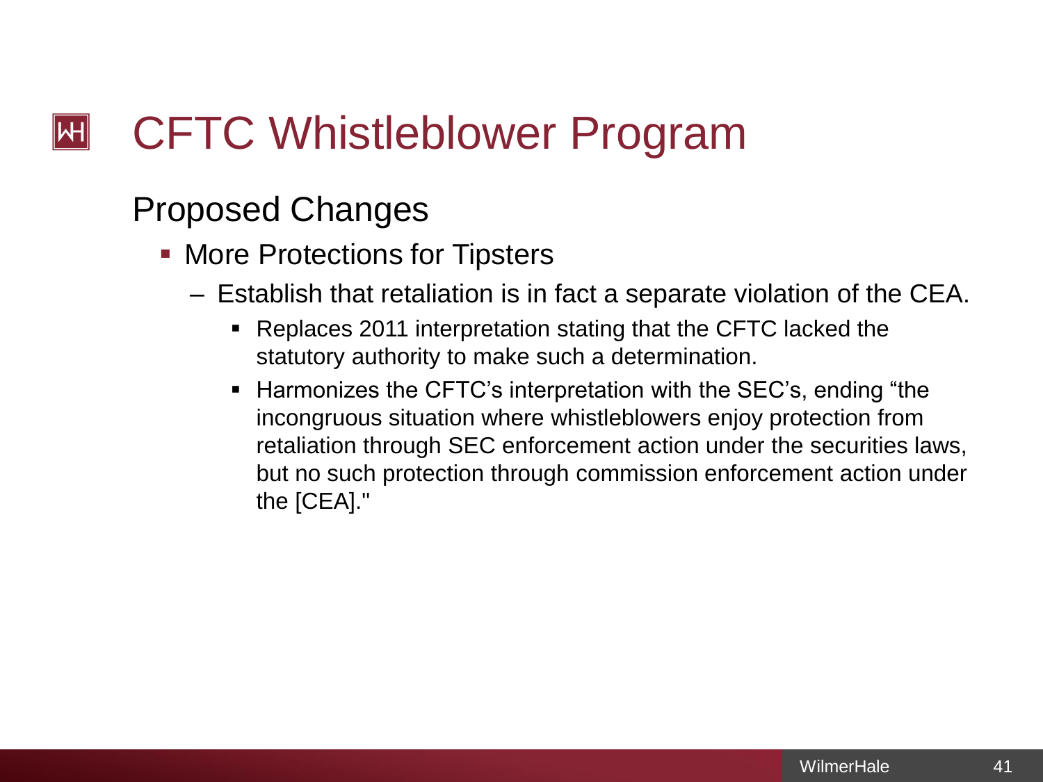# CFTC Whistleblower Program

## Proposed Changes

- More Protections for Tipsters
  - Establish that retaliation is in fact a separate violation of the CEA.
    - Replaces 2011 interpretation stating that the CFTC lacked the statutory authority to make such a determination.
    - Harmonizes the CFTC's interpretation with the SEC's, ending "the incongruous situation where whistleblowers enjoy protection from retaliation through SEC enforcement action under the securities laws, but no such protection through commission enforcement action under the [CEA]."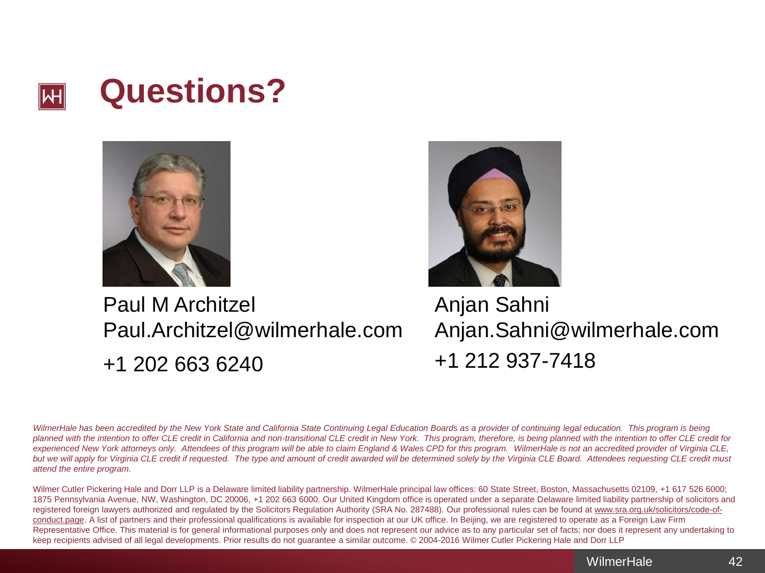# Questions?

Paul M Architzel
Paul.Architzel@wilmerhale.com
+1 202 663 6240

Anjan Sahni
Anjan.Sahni@wilmerhale.com
+1 212 937-7418

*WilmerHale has been accredited by the New York State and California State Continuing Legal Education Boards as a provider of continuing legal education. This program is being planned with the intention to offer CLE credit in California and non-transitional CLE credit in New York. This program, therefore, is being planned with the intention to offer CLE credit for experienced New York attorneys only. Attendees of this program will be able to claim England & Wales CPD for this program. WilmerHale is not an accredited provider of Virginia CLE, but we will apply for Virginia CLE credit if requested. The type and amount of credit awarded will be determined solely by the Virginia CLE Board. Attendees requesting CLE credit must attend the entire program.*

Wilmer Cutler Pickering Hale and Dorr LLP is a Delaware limited liability partnership. WilmerHale principal law offices: 60 State Street, Boston, Massachusetts 02109, +1 617 526 6000; 1875 Pennsylvania Avenue, NW, Washington, DC 20006, +1 202 663 6000. Our United Kingdom office is operated under a separate Delaware limited liability partnership of solicitors and registered foreign lawyers authorized and regulated by the Solicitors Regulation Authority (SRA No. 287488). Our professional rules can be found at www.sra.org.uk/solicitors/code-of-conduct.page. A list of partners and their professional qualifications is available for inspection at our UK office. In Beijing, we are registered to operate as a Foreign Law Firm Representative Office. This material is for general informational purposes only and does not represent our advice as to any particular set of facts; nor does it represent any undertaking to keep recipients advised of all legal developments. Prior results do not guarantee a similar outcome. © 2004-2016 Wilmer Cutler Pickering Hale and Dorr LLP